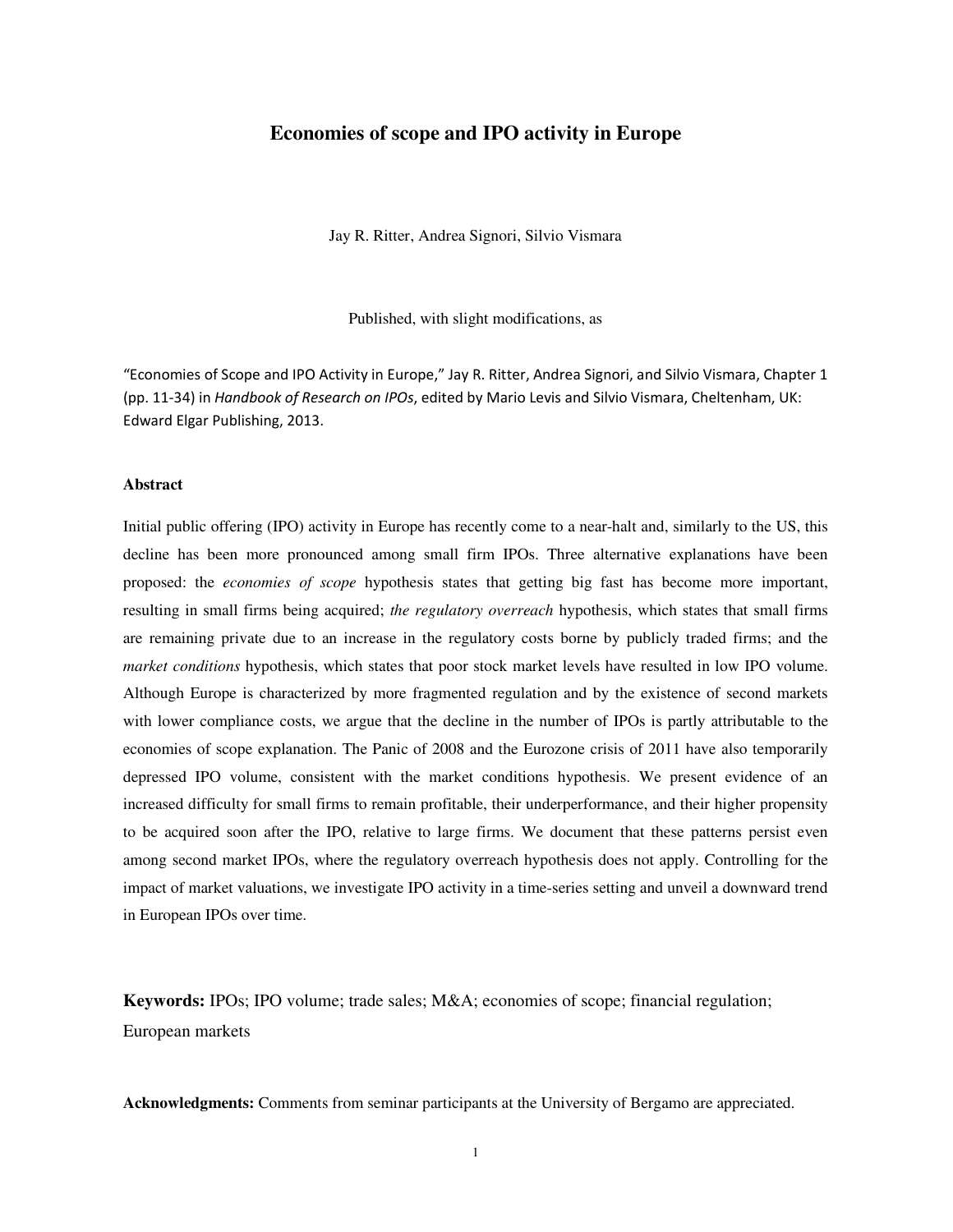# Economies of scope and IPO activity in Europe

Jay R. Ritter, Andrea Signori, Silvio Vismara

Published, with slight modifications, as

"Economies of Scope and IPO Activity in Europe," Jay R. Ritter, Andrea Signori, and Silvio Vismara, Chapter 1 (pp. 11-34) in *Handbook of Research on IPOs*, edited by Mario Levis and Silvio Vismara, Cheltenham, UK: Edward Elgar Publishing, 2013.

**Abstract**

Initial public offering (IPO) activity in Europe has recently come to a near-halt and, similarly to the US, this decline has been more pronounced among small firm IPOs. Three alternative explanations have been proposed: the *economies of scope* hypothesis states that getting big fast has become more important, resulting in small firms being acquired; *the regulatory overreach* hypothesis, which states that small firms are remaining private due to an increase in the regulatory costs borne by publicly traded firms; and the *market conditions* hypothesis, which states that poor stock market levels have resulted in low IPO volume. Although Europe is characterized by more fragmented regulation and by the existence of second markets with lower compliance costs, we argue that the decline in the number of IPOs is partly attributable to the economies of scope explanation. The Panic of 2008 and the Eurozone crisis of 2011 have also temporarily depressed IPO volume, consistent with the market conditions hypothesis. We present evidence of an increased difficulty for small firms to remain profitable, their underperformance, and their higher propensity to be acquired soon after the IPO, relative to large firms. We document that these patterns persist even among second market IPOs, where the regulatory overreach hypothesis does not apply. Controlling for the impact of market valuations, we investigate IPO activity in a time-series setting and unveil a downward trend in European IPOs over time.

**Keywords:** IPOs; IPO volume; trade sales; M&A; economies of scope; financial regulation; European markets

**Acknowledgments:** Comments from seminar participants at the University of Bergamo are appreciated.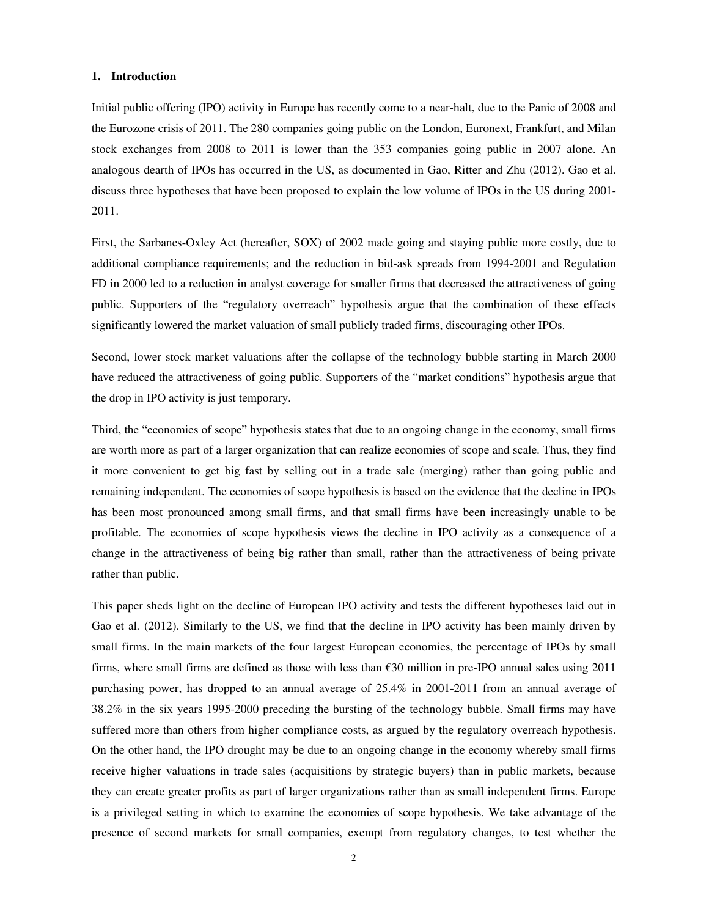## 1. Introduction

Initial public offering (IPO) activity in Europe has recently come to a near-halt, due to the Panic of 2008 and the Eurozone crisis of 2011. The 280 companies going public on the London, Euronext, Frankfurt, and Milan stock exchanges from 2008 to 2011 is lower than the 353 companies going public in 2007 alone. An analogous dearth of IPOs has occurred in the US, as documented in Gao, Ritter and Zhu (2012). Gao et al. discuss three hypotheses that have been proposed to explain the low volume of IPOs in the US during 2001-2011.

First, the Sarbanes-Oxley Act (hereafter, SOX) of 2002 made going and staying public more costly, due to additional compliance requirements; and the reduction in bid-ask spreads from 1994-2001 and Regulation FD in 2000 led to a reduction in analyst coverage for smaller firms that decreased the attractiveness of going public. Supporters of the "regulatory overreach" hypothesis argue that the combination of these effects significantly lowered the market valuation of small publicly traded firms, discouraging other IPOs.

Second, lower stock market valuations after the collapse of the technology bubble starting in March 2000 have reduced the attractiveness of going public. Supporters of the "market conditions" hypothesis argue that the drop in IPO activity is just temporary.

Third, the "economies of scope" hypothesis states that due to an ongoing change in the economy, small firms are worth more as part of a larger organization that can realize economies of scope and scale. Thus, they find it more convenient to get big fast by selling out in a trade sale (merging) rather than going public and remaining independent. The economies of scope hypothesis is based on the evidence that the decline in IPOs has been most pronounced among small firms, and that small firms have been increasingly unable to be profitable. The economies of scope hypothesis views the decline in IPO activity as a consequence of a change in the attractiveness of being big rather than small, rather than the attractiveness of being private rather than public.

This paper sheds light on the decline of European IPO activity and tests the different hypotheses laid out in Gao et al. (2012). Similarly to the US, we find that the decline in IPO activity has been mainly driven by small firms. In the main markets of the four largest European economies, the percentage of IPOs by small firms, where small firms are defined as those with less than €30 million in pre-IPO annual sales using 2011 purchasing power, has dropped to an annual average of 25.4% in 2001-2011 from an annual average of 38.2% in the six years 1995-2000 preceding the bursting of the technology bubble. Small firms may have suffered more than others from higher compliance costs, as argued by the regulatory overreach hypothesis. On the other hand, the IPO drought may be due to an ongoing change in the economy whereby small firms receive higher valuations in trade sales (acquisitions by strategic buyers) than in public markets, because they can create greater profits as part of larger organizations rather than as small independent firms. Europe is a privileged setting in which to examine the economies of scope hypothesis. We take advantage of the presence of second markets for small companies, exempt from regulatory changes, to test whether the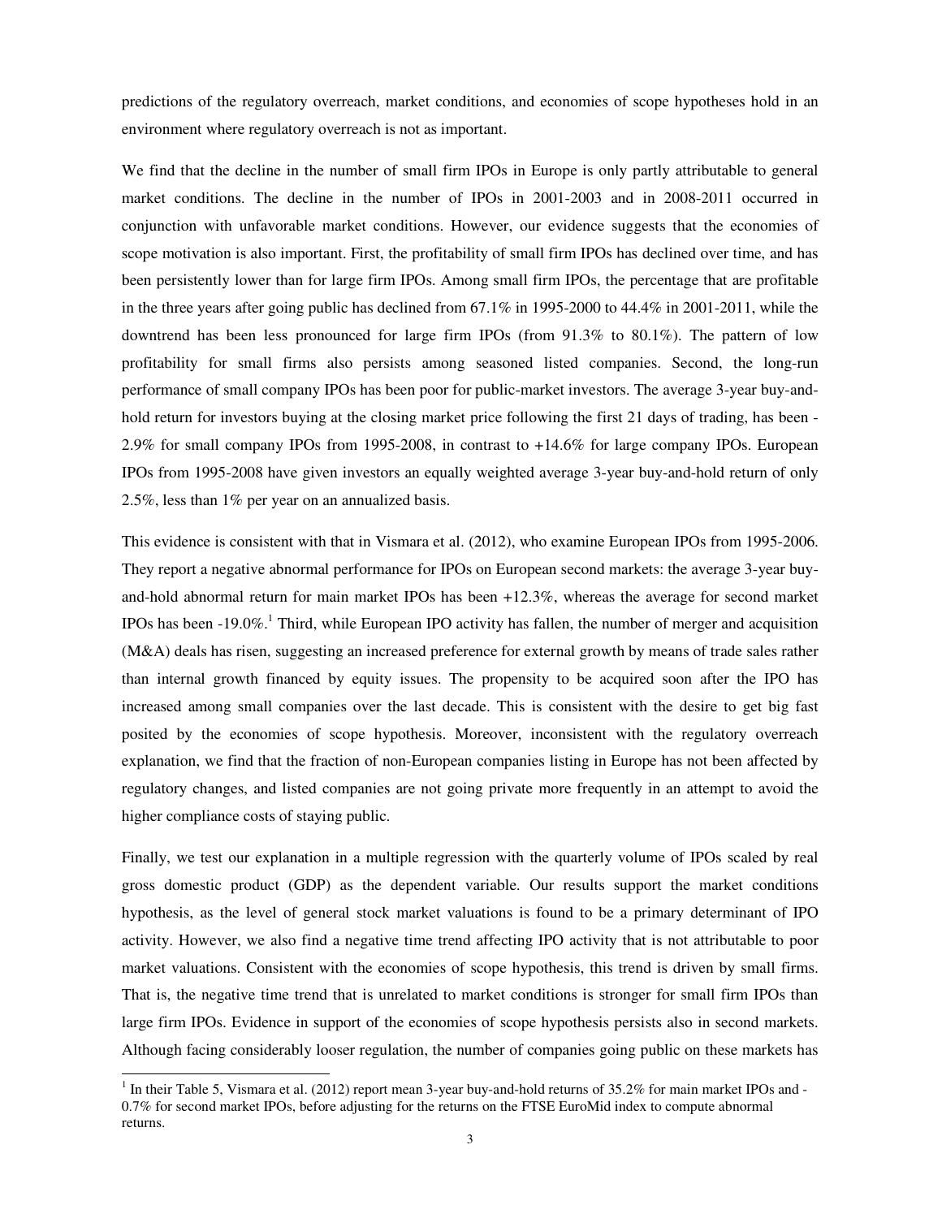predictions of the regulatory overreach, market conditions, and economies of scope hypotheses hold in an environment where regulatory overreach is not as important.

We find that the decline in the number of small firm IPOs in Europe is only partly attributable to general market conditions. The decline in the number of IPOs in 2001-2003 and in 2008-2011 occurred in conjunction with unfavorable market conditions. However, our evidence suggests that the economies of scope motivation is also important. First, the profitability of small firm IPOs has declined over time, and has been persistently lower than for large firm IPOs. Among small firm IPOs, the percentage that are profitable in the three years after going public has declined from 67.1% in 1995-2000 to 44.4% in 2001-2011, while the downtrend has been less pronounced for large firm IPOs (from 91.3% to 80.1%). The pattern of low profitability for small firms also persists among seasoned listed companies. Second, the long-run performance of small company IPOs has been poor for public-market investors. The average 3-year buy-and-hold return for investors buying at the closing market price following the first 21 days of trading, has been -2.9% for small company IPOs from 1995-2008, in contrast to +14.6% for large company IPOs. European IPOs from 1995-2008 have given investors an equally weighted average 3-year buy-and-hold return of only 2.5%, less than 1% per year on an annualized basis.

This evidence is consistent with that in Vismara et al. (2012), who examine European IPOs from 1995-2006. They report a negative abnormal performance for IPOs on European second markets: the average 3-year buy-and-hold abnormal return for main market IPOs has been +12.3%, whereas the average for second market IPOs has been -19.0%.[1] Third, while European IPO activity has fallen, the number of merger and acquisition (M&A) deals has risen, suggesting an increased preference for external growth by means of trade sales rather than internal growth financed by equity issues. The propensity to be acquired soon after the IPO has increased among small companies over the last decade. This is consistent with the desire to get big fast posited by the economies of scope hypothesis. Moreover, inconsistent with the regulatory overreach explanation, we find that the fraction of non-European companies listing in Europe has not been affected by regulatory changes, and listed companies are not going private more frequently in an attempt to avoid the higher compliance costs of staying public.

Finally, we test our explanation in a multiple regression with the quarterly volume of IPOs scaled by real gross domestic product (GDP) as the dependent variable. Our results support the market conditions hypothesis, as the level of general stock market valuations is found to be a primary determinant of IPO activity. However, we also find a negative time trend affecting IPO activity that is not attributable to poor market valuations. Consistent with the economies of scope hypothesis, this trend is driven by small firms. That is, the negative time trend that is unrelated to market conditions is stronger for small firm IPOs than large firm IPOs. Evidence in support of the economies of scope hypothesis persists also in second markets. Although facing considerably looser regulation, the number of companies going public on these markets has

[1] In their Table 5, Vismara et al. (2012) report mean 3-year buy-and-hold returns of 35.2% for main market IPOs and -0.7% for second market IPOs, before adjusting for the returns on the FTSE EuroMid index to compute abnormal returns.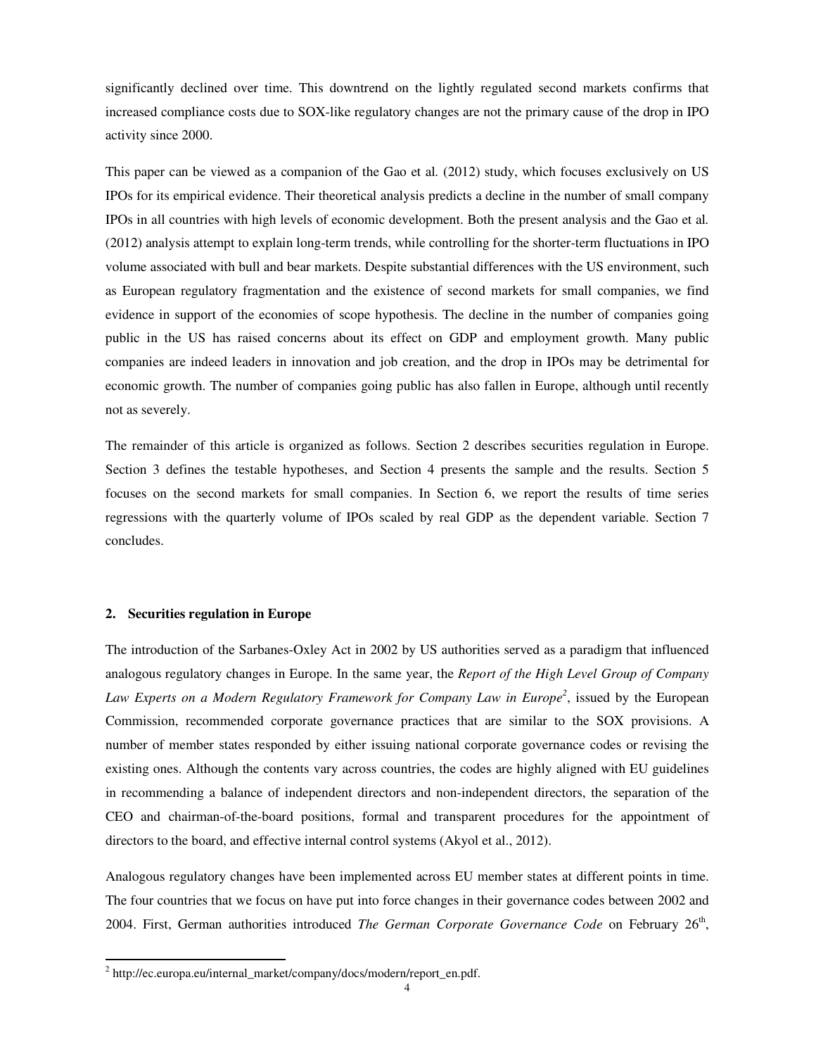significantly declined over time. This downtrend on the lightly regulated second markets confirms that increased compliance costs due to SOX-like regulatory changes are not the primary cause of the drop in IPO activity since 2000.

This paper can be viewed as a companion of the Gao et al. (2012) study, which focuses exclusively on US IPOs for its empirical evidence. Their theoretical analysis predicts a decline in the number of small company IPOs in all countries with high levels of economic development. Both the present analysis and the Gao et al. (2012) analysis attempt to explain long-term trends, while controlling for the shorter-term fluctuations in IPO volume associated with bull and bear markets. Despite substantial differences with the US environment, such as European regulatory fragmentation and the existence of second markets for small companies, we find evidence in support of the economies of scope hypothesis. The decline in the number of companies going public in the US has raised concerns about its effect on GDP and employment growth. Many public companies are indeed leaders in innovation and job creation, and the drop in IPOs may be detrimental for economic growth. The number of companies going public has also fallen in Europe, although until recently not as severely.

The remainder of this article is organized as follows. Section 2 describes securities regulation in Europe. Section 3 defines the testable hypotheses, and Section 4 presents the sample and the results. Section 5 focuses on the second markets for small companies. In Section 6, we report the results of time series regressions with the quarterly volume of IPOs scaled by real GDP as the dependent variable. Section 7 concludes.

## 2. Securities regulation in Europe

The introduction of the Sarbanes-Oxley Act in 2002 by US authorities served as a paradigm that influenced analogous regulatory changes in Europe. In the same year, the *Report of the High Level Group of Company Law Experts on a Modern Regulatory Framework for Company Law in Europe*[2], issued by the European Commission, recommended corporate governance practices that are similar to the SOX provisions. A number of member states responded by either issuing national corporate governance codes or revising the existing ones. Although the contents vary across countries, the codes are highly aligned with EU guidelines in recommending a balance of independent directors and non-independent directors, the separation of the CEO and chairman-of-the-board positions, formal and transparent procedures for the appointment of directors to the board, and effective internal control systems (Akyol et al., 2012).

Analogous regulatory changes have been implemented across EU member states at different points in time. The four countries that we focus on have put into force changes in their governance codes between 2002 and 2004. First, German authorities introduced *The German Corporate Governance Code* on February 26th,

[2] http://ec.europa.eu/internal_market/company/docs/modern/report_en.pdf.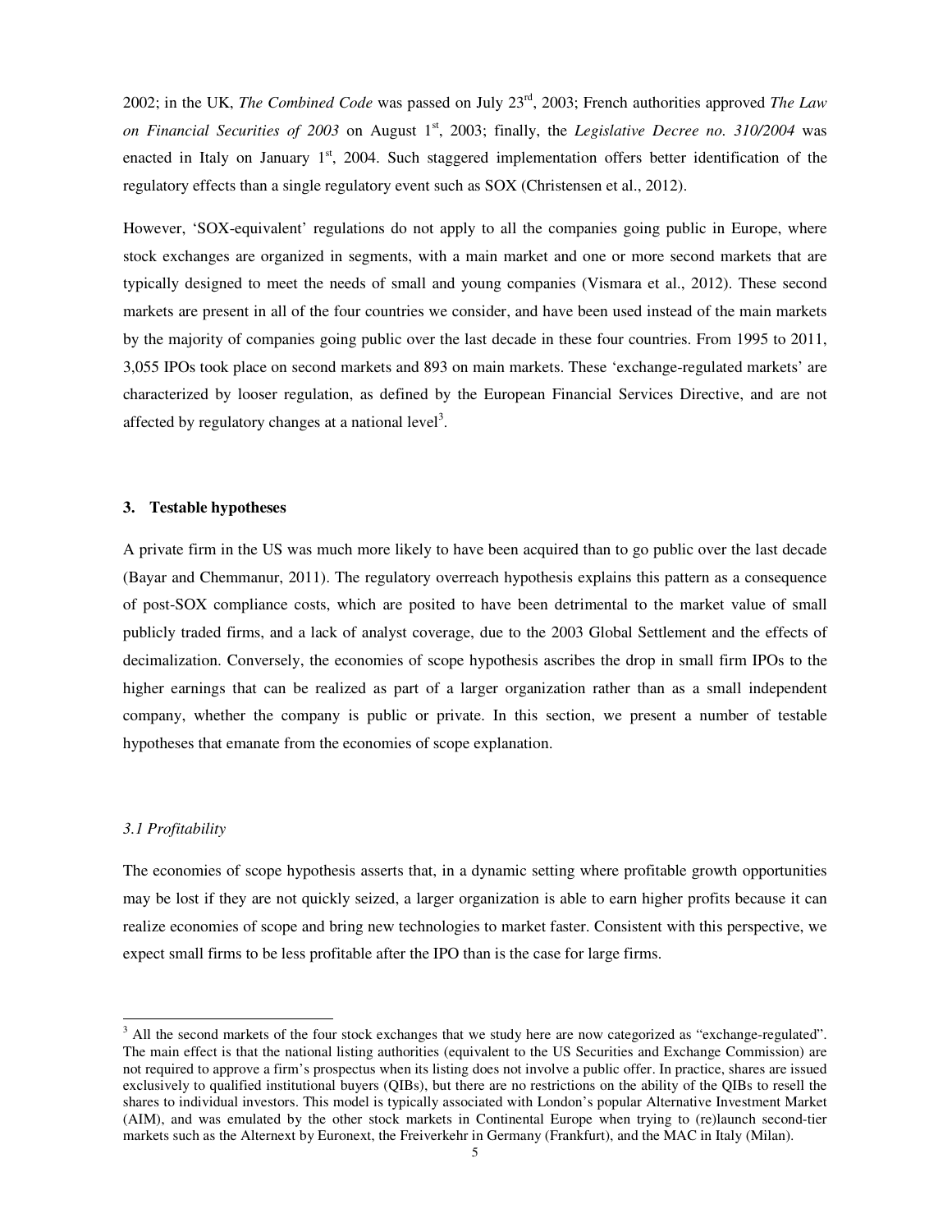2002; in the UK, *The Combined Code* was passed on July 23rd, 2003; French authorities approved *The Law on Financial Securities of 2003* on August 1st, 2003; finally, the *Legislative Decree no. 310/2004* was enacted in Italy on January 1st, 2004. Such staggered implementation offers better identification of the regulatory effects than a single regulatory event such as SOX (Christensen et al., 2012).

However, 'SOX-equivalent' regulations do not apply to all the companies going public in Europe, where stock exchanges are organized in segments, with a main market and one or more second markets that are typically designed to meet the needs of small and young companies (Vismara et al., 2012). These second markets are present in all of the four countries we consider, and have been used instead of the main markets by the majority of companies going public over the last decade in these four countries. From 1995 to 2011, 3,055 IPOs took place on second markets and 893 on main markets. These 'exchange-regulated markets' are characterized by looser regulation, as defined by the European Financial Services Directive, and are not affected by regulatory changes at a national level[3].

## 3. Testable hypotheses

A private firm in the US was much more likely to have been acquired than to go public over the last decade (Bayar and Chemmanur, 2011). The regulatory overreach hypothesis explains this pattern as a consequence of post-SOX compliance costs, which are posited to have been detrimental to the market value of small publicly traded firms, and a lack of analyst coverage, due to the 2003 Global Settlement and the effects of decimalization. Conversely, the economies of scope hypothesis ascribes the drop in small firm IPOs to the higher earnings that can be realized as part of a larger organization rather than as a small independent company, whether the company is public or private. In this section, we present a number of testable hypotheses that emanate from the economies of scope explanation.

### *3.1 Profitability*

The economies of scope hypothesis asserts that, in a dynamic setting where profitable growth opportunities may be lost if they are not quickly seized, a larger organization is able to earn higher profits because it can realize economies of scope and bring new technologies to market faster. Consistent with this perspective, we expect small firms to be less profitable after the IPO than is the case for large firms.

[3] All the second markets of the four stock exchanges that we study here are now categorized as "exchange-regulated". The main effect is that the national listing authorities (equivalent to the US Securities and Exchange Commission) are not required to approve a firm's prospectus when its listing does not involve a public offer. In practice, shares are issued exclusively to qualified institutional buyers (QIBs), but there are no restrictions on the ability of the QIBs to resell the shares to individual investors. This model is typically associated with London's popular Alternative Investment Market (AIM), and was emulated by the other stock markets in Continental Europe when trying to (re)launch second-tier markets such as the Alternext by Euronext, the Freiverkehr in Germany (Frankfurt), and the MAC in Italy (Milan).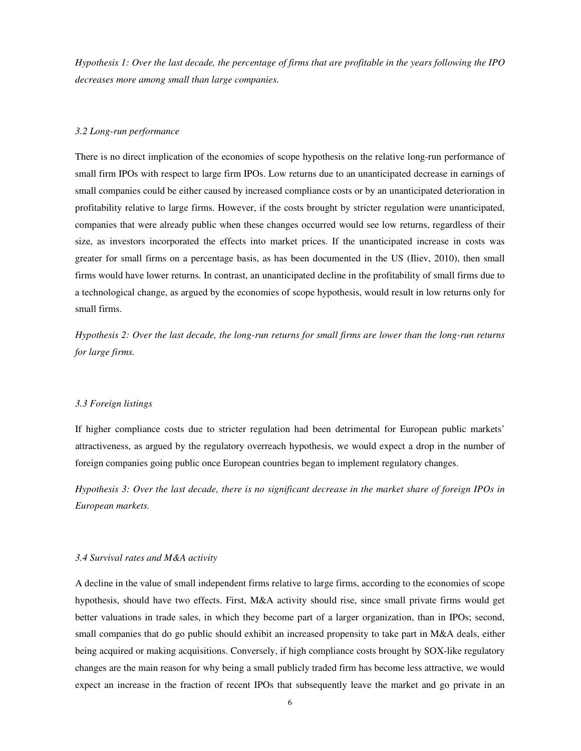*Hypothesis 1: Over the last decade, the percentage of firms that are profitable in the years following the IPO decreases more among small than large companies.*

### *3.2 Long-run performance*

There is no direct implication of the economies of scope hypothesis on the relative long-run performance of small firm IPOs with respect to large firm IPOs. Low returns due to an unanticipated decrease in earnings of small companies could be either caused by increased compliance costs or by an unanticipated deterioration in profitability relative to large firms. However, if the costs brought by stricter regulation were unanticipated, companies that were already public when these changes occurred would see low returns, regardless of their size, as investors incorporated the effects into market prices. If the unanticipated increase in costs was greater for small firms on a percentage basis, as has been documented in the US (Iliev, 2010), then small firms would have lower returns. In contrast, an unanticipated decline in the profitability of small firms due to a technological change, as argued by the economies of scope hypothesis, would result in low returns only for small firms.

*Hypothesis 2: Over the last decade, the long-run returns for small firms are lower than the long-run returns for large firms.*

### *3.3 Foreign listings*

If higher compliance costs due to stricter regulation had been detrimental for European public markets' attractiveness, as argued by the regulatory overreach hypothesis, we would expect a drop in the number of foreign companies going public once European countries began to implement regulatory changes.

*Hypothesis 3: Over the last decade, there is no significant decrease in the market share of foreign IPOs in European markets.*

### *3.4 Survival rates and M&A activity*

A decline in the value of small independent firms relative to large firms, according to the economies of scope hypothesis, should have two effects. First, M&A activity should rise, since small private firms would get better valuations in trade sales, in which they become part of a larger organization, than in IPOs; second, small companies that do go public should exhibit an increased propensity to take part in M&A deals, either being acquired or making acquisitions. Conversely, if high compliance costs brought by SOX-like regulatory changes are the main reason for why being a small publicly traded firm has become less attractive, we would expect an increase in the fraction of recent IPOs that subsequently leave the market and go private in an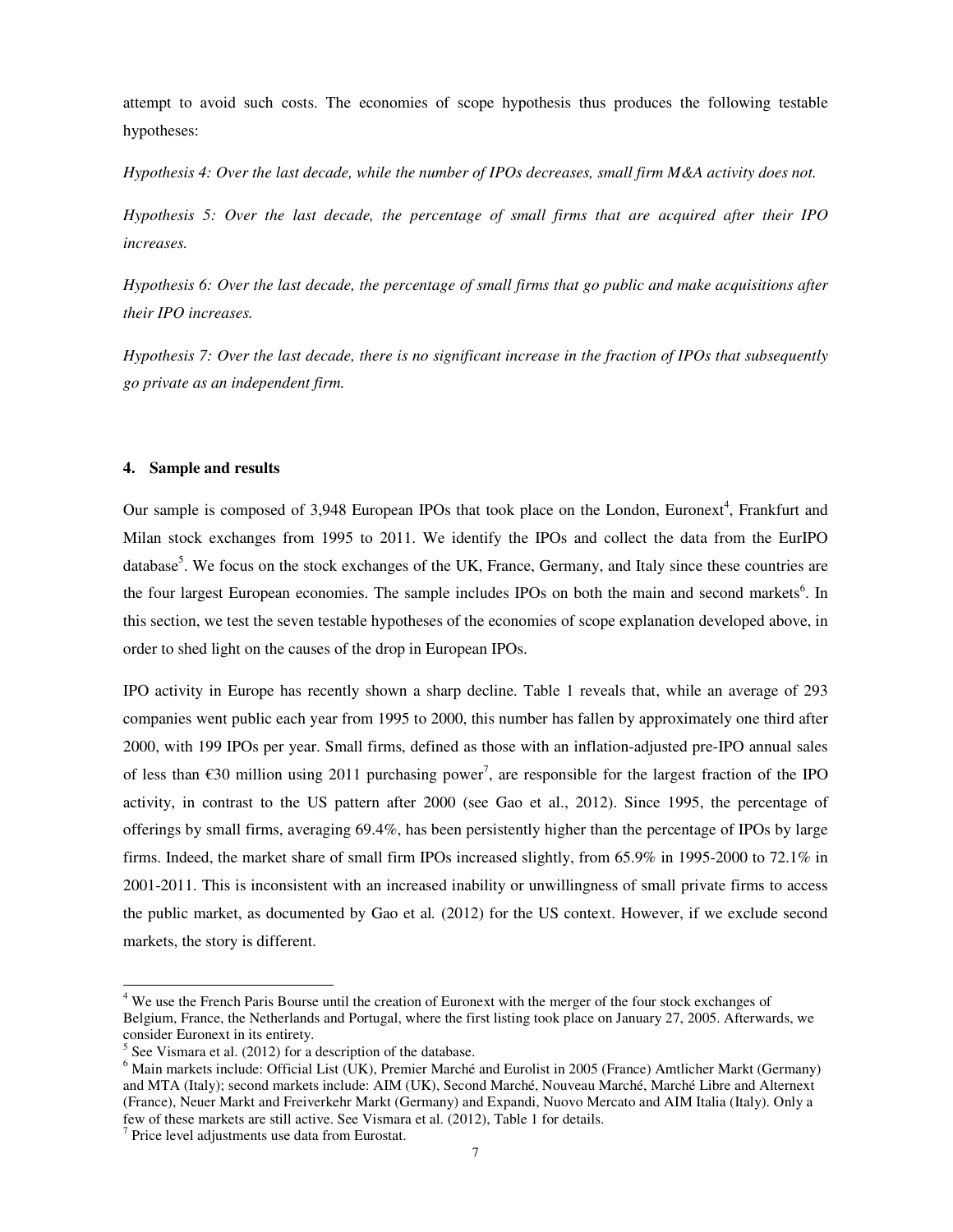attempt to avoid such costs. The economies of scope hypothesis thus produces the following testable hypotheses:

*Hypothesis 4: Over the last decade, while the number of IPOs decreases, small firm M&A activity does not.*

*Hypothesis 5: Over the last decade, the percentage of small firms that are acquired after their IPO increases.*

*Hypothesis 6: Over the last decade, the percentage of small firms that go public and make acquisitions after their IPO increases.*

*Hypothesis 7: Over the last decade, there is no significant increase in the fraction of IPOs that subsequently go private as an independent firm.*

## 4. Sample and results

Our sample is composed of 3,948 European IPOs that took place on the London, Euronext[4], Frankfurt and Milan stock exchanges from 1995 to 2011. We identify the IPOs and collect the data from the EurIPO database[5]. We focus on the stock exchanges of the UK, France, Germany, and Italy since these countries are the four largest European economies. The sample includes IPOs on both the main and second markets[6]. In this section, we test the seven testable hypotheses of the economies of scope explanation developed above, in order to shed light on the causes of the drop in European IPOs.

IPO activity in Europe has recently shown a sharp decline. Table 1 reveals that, while an average of 293 companies went public each year from 1995 to 2000, this number has fallen by approximately one third after 2000, with 199 IPOs per year. Small firms, defined as those with an inflation-adjusted pre-IPO annual sales of less than €30 million using 2011 purchasing power[7], are responsible for the largest fraction of the IPO activity, in contrast to the US pattern after 2000 (see Gao et al., 2012). Since 1995, the percentage of offerings by small firms, averaging 69.4%, has been persistently higher than the percentage of IPOs by large firms. Indeed, the market share of small firm IPOs increased slightly, from 65.9% in 1995-2000 to 72.1% in 2001-2011. This is inconsistent with an increased inability or unwillingness of small private firms to access the public market, as documented by Gao et al. (2012) for the US context. However, if we exclude second markets, the story is different.

---

[4] We use the French Paris Bourse until the creation of Euronext with the merger of the four stock exchanges of Belgium, France, the Netherlands and Portugal, where the first listing took place on January 27, 2005. Afterwards, we consider Euronext in its entirety.

[5] See Vismara et al. (2012) for a description of the database.

[6] Main markets include: Official List (UK), Premier Marché and Eurolist in 2005 (France) Amtlicher Markt (Germany) and MTA (Italy); second markets include: AIM (UK), Second Marché, Nouveau Marché, Marché Libre and Alternext (France), Neuer Markt and Freiverkehr Markt (Germany) and Expandi, Nuovo Mercato and AIM Italia (Italy). Only a few of these markets are still active. See Vismara et al. (2012), Table 1 for details.

[7] Price level adjustments use data from Eurostat.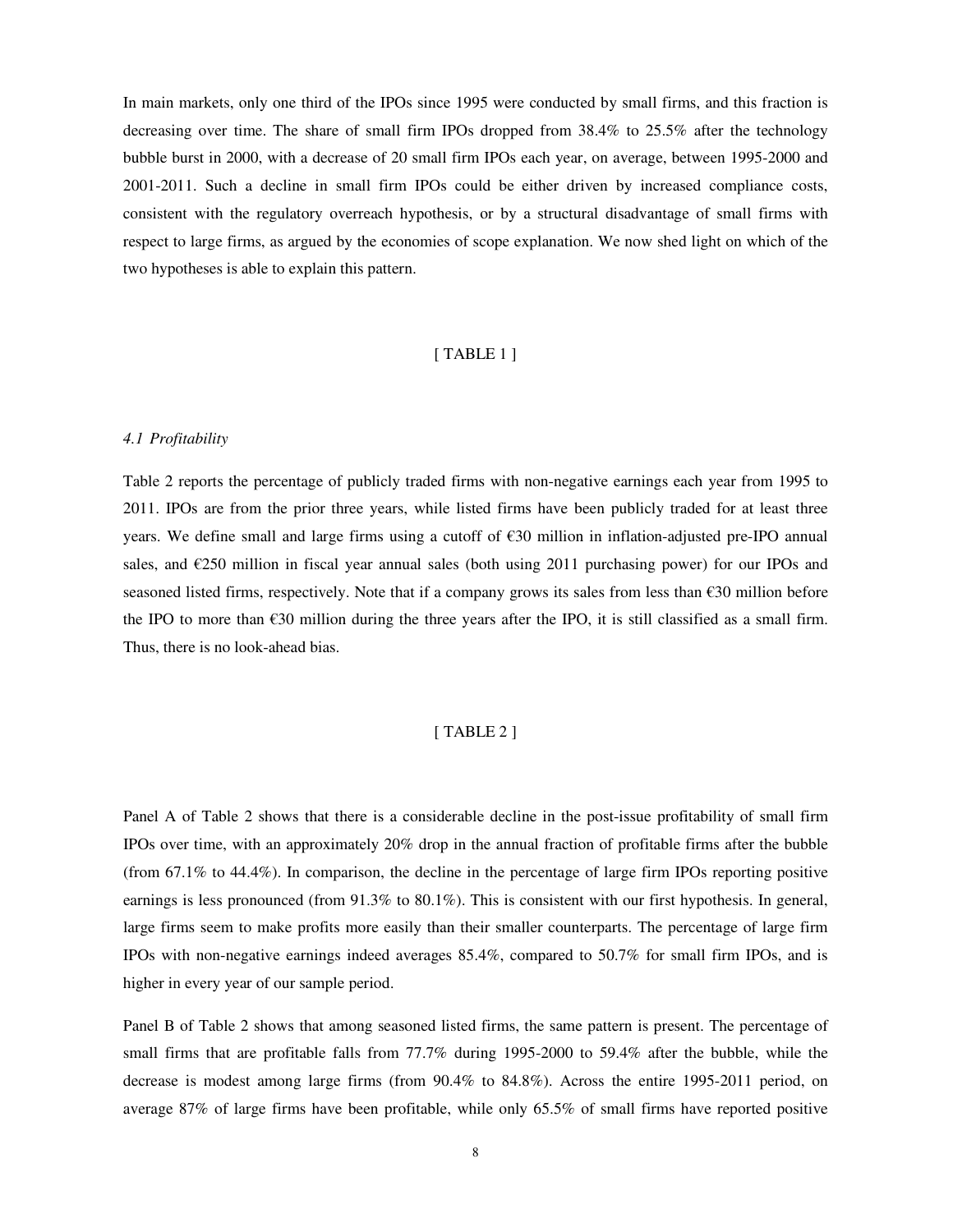In main markets, only one third of the IPOs since 1995 were conducted by small firms, and this fraction is decreasing over time. The share of small firm IPOs dropped from 38.4% to 25.5% after the technology bubble burst in 2000, with a decrease of 20 small firm IPOs each year, on average, between 1995-2000 and 2001-2011. Such a decline in small firm IPOs could be either driven by increased compliance costs, consistent with the regulatory overreach hypothesis, or by a structural disadvantage of small firms with respect to large firms, as argued by the economies of scope explanation. We now shed light on which of the two hypotheses is able to explain this pattern.

[ TABLE 1 ]

*4.1 Profitability*

Table 2 reports the percentage of publicly traded firms with non-negative earnings each year from 1995 to 2011. IPOs are from the prior three years, while listed firms have been publicly traded for at least three years. We define small and large firms using a cutoff of €30 million in inflation-adjusted pre-IPO annual sales, and €250 million in fiscal year annual sales (both using 2011 purchasing power) for our IPOs and seasoned listed firms, respectively. Note that if a company grows its sales from less than €30 million before the IPO to more than €30 million during the three years after the IPO, it is still classified as a small firm. Thus, there is no look-ahead bias.

[ TABLE 2 ]

Panel A of Table 2 shows that there is a considerable decline in the post-issue profitability of small firm IPOs over time, with an approximately 20% drop in the annual fraction of profitable firms after the bubble (from 67.1% to 44.4%). In comparison, the decline in the percentage of large firm IPOs reporting positive earnings is less pronounced (from 91.3% to 80.1%). This is consistent with our first hypothesis. In general, large firms seem to make profits more easily than their smaller counterparts. The percentage of large firm IPOs with non-negative earnings indeed averages 85.4%, compared to 50.7% for small firm IPOs, and is higher in every year of our sample period.

Panel B of Table 2 shows that among seasoned listed firms, the same pattern is present. The percentage of small firms that are profitable falls from 77.7% during 1995-2000 to 59.4% after the bubble, while the decrease is modest among large firms (from 90.4% to 84.8%). Across the entire 1995-2011 period, on average 87% of large firms have been profitable, while only 65.5% of small firms have reported positive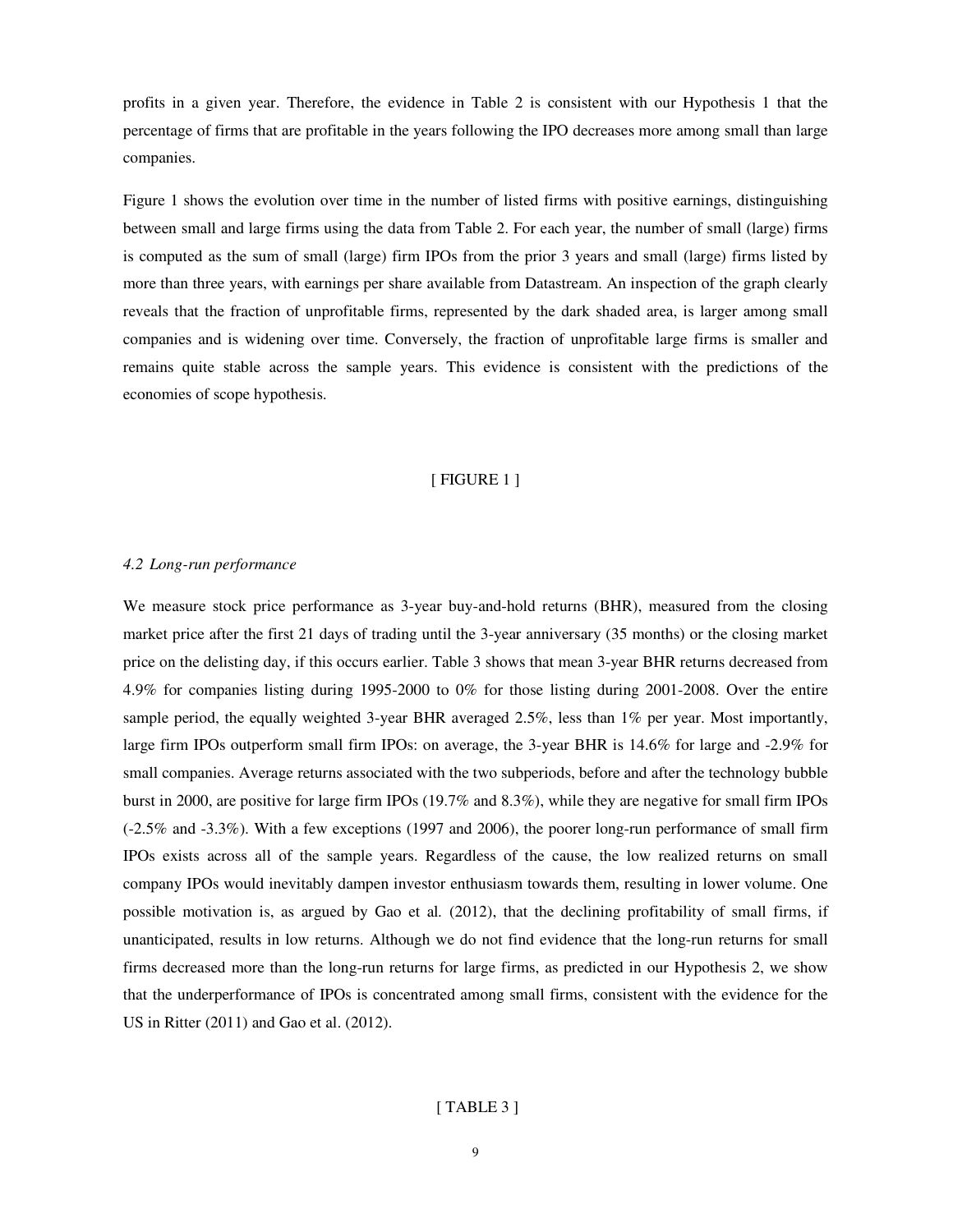profits in a given year. Therefore, the evidence in Table 2 is consistent with our Hypothesis 1 that the percentage of firms that are profitable in the years following the IPO decreases more among small than large companies.

Figure 1 shows the evolution over time in the number of listed firms with positive earnings, distinguishing between small and large firms using the data from Table 2. For each year, the number of small (large) firms is computed as the sum of small (large) firm IPOs from the prior 3 years and small (large) firms listed by more than three years, with earnings per share available from Datastream. An inspection of the graph clearly reveals that the fraction of unprofitable firms, represented by the dark shaded area, is larger among small companies and is widening over time. Conversely, the fraction of unprofitable large firms is smaller and remains quite stable across the sample years. This evidence is consistent with the predictions of the economies of scope hypothesis.

[ FIGURE 1 ]

### *4.2 Long-run performance*

We measure stock price performance as 3-year buy-and-hold returns (BHR), measured from the closing market price after the first 21 days of trading until the 3-year anniversary (35 months) or the closing market price on the delisting day, if this occurs earlier. Table 3 shows that mean 3-year BHR returns decreased from 4.9% for companies listing during 1995-2000 to 0% for those listing during 2001-2008. Over the entire sample period, the equally weighted 3-year BHR averaged 2.5%, less than 1% per year. Most importantly, large firm IPOs outperform small firm IPOs: on average, the 3-year BHR is 14.6% for large and -2.9% for small companies. Average returns associated with the two subperiods, before and after the technology bubble burst in 2000, are positive for large firm IPOs (19.7% and 8.3%), while they are negative for small firm IPOs (-2.5% and -3.3%). With a few exceptions (1997 and 2006), the poorer long-run performance of small firm IPOs exists across all of the sample years. Regardless of the cause, the low realized returns on small company IPOs would inevitably dampen investor enthusiasm towards them, resulting in lower volume. One possible motivation is, as argued by Gao et al. (2012), that the declining profitability of small firms, if unanticipated, results in low returns. Although we do not find evidence that the long-run returns for small firms decreased more than the long-run returns for large firms, as predicted in our Hypothesis 2, we show that the underperformance of IPOs is concentrated among small firms, consistent with the evidence for the US in Ritter (2011) and Gao et al. (2012).

[ TABLE 3 ]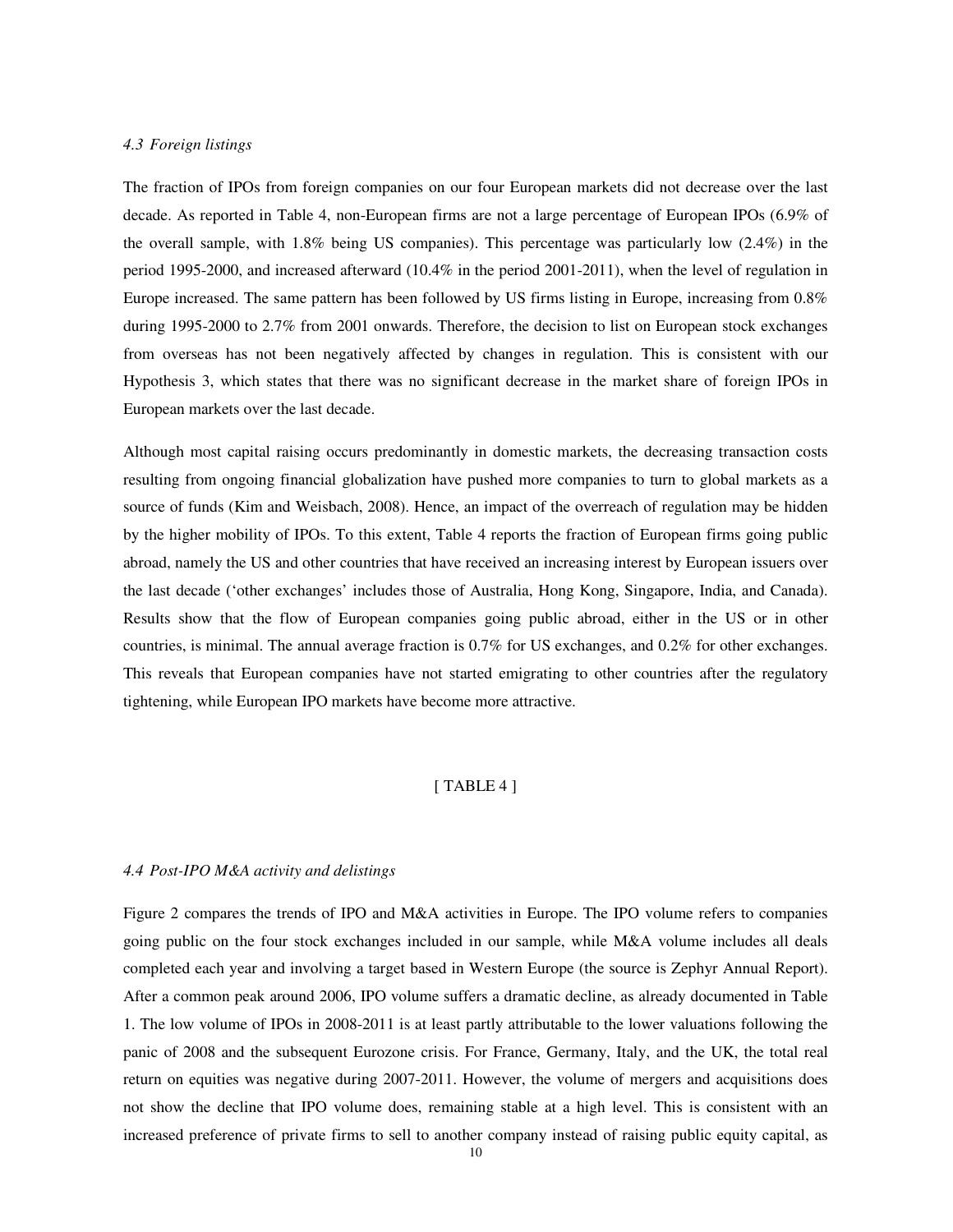### *4.3 Foreign listings*

The fraction of IPOs from foreign companies on our four European markets did not decrease over the last decade. As reported in Table 4, non-European firms are not a large percentage of European IPOs (6.9% of the overall sample, with 1.8% being US companies). This percentage was particularly low (2.4%) in the period 1995-2000, and increased afterward (10.4% in the period 2001-2011), when the level of regulation in Europe increased. The same pattern has been followed by US firms listing in Europe, increasing from 0.8% during 1995-2000 to 2.7% from 2001 onwards. Therefore, the decision to list on European stock exchanges from overseas has not been negatively affected by changes in regulation. This is consistent with our Hypothesis 3, which states that there was no significant decrease in the market share of foreign IPOs in European markets over the last decade.

Although most capital raising occurs predominantly in domestic markets, the decreasing transaction costs resulting from ongoing financial globalization have pushed more companies to turn to global markets as a source of funds (Kim and Weisbach, 2008). Hence, an impact of the overreach of regulation may be hidden by the higher mobility of IPOs. To this extent, Table 4 reports the fraction of European firms going public abroad, namely the US and other countries that have received an increasing interest by European issuers over the last decade ('other exchanges' includes those of Australia, Hong Kong, Singapore, India, and Canada). Results show that the flow of European companies going public abroad, either in the US or in other countries, is minimal. The annual average fraction is 0.7% for US exchanges, and 0.2% for other exchanges. This reveals that European companies have not started emigrating to other countries after the regulatory tightening, while European IPO markets have become more attractive.

[ TABLE 4 ]

### *4.4 Post-IPO M&A activity and delistings*

Figure 2 compares the trends of IPO and M&A activities in Europe. The IPO volume refers to companies going public on the four stock exchanges included in our sample, while M&A volume includes all deals completed each year and involving a target based in Western Europe (the source is Zephyr Annual Report). After a common peak around 2006, IPO volume suffers a dramatic decline, as already documented in Table 1. The low volume of IPOs in 2008-2011 is at least partly attributable to the lower valuations following the panic of 2008 and the subsequent Eurozone crisis. For France, Germany, Italy, and the UK, the total real return on equities was negative during 2007-2011. However, the volume of mergers and acquisitions does not show the decline that IPO volume does, remaining stable at a high level. This is consistent with an increased preference of private firms to sell to another company instead of raising public equity capital, as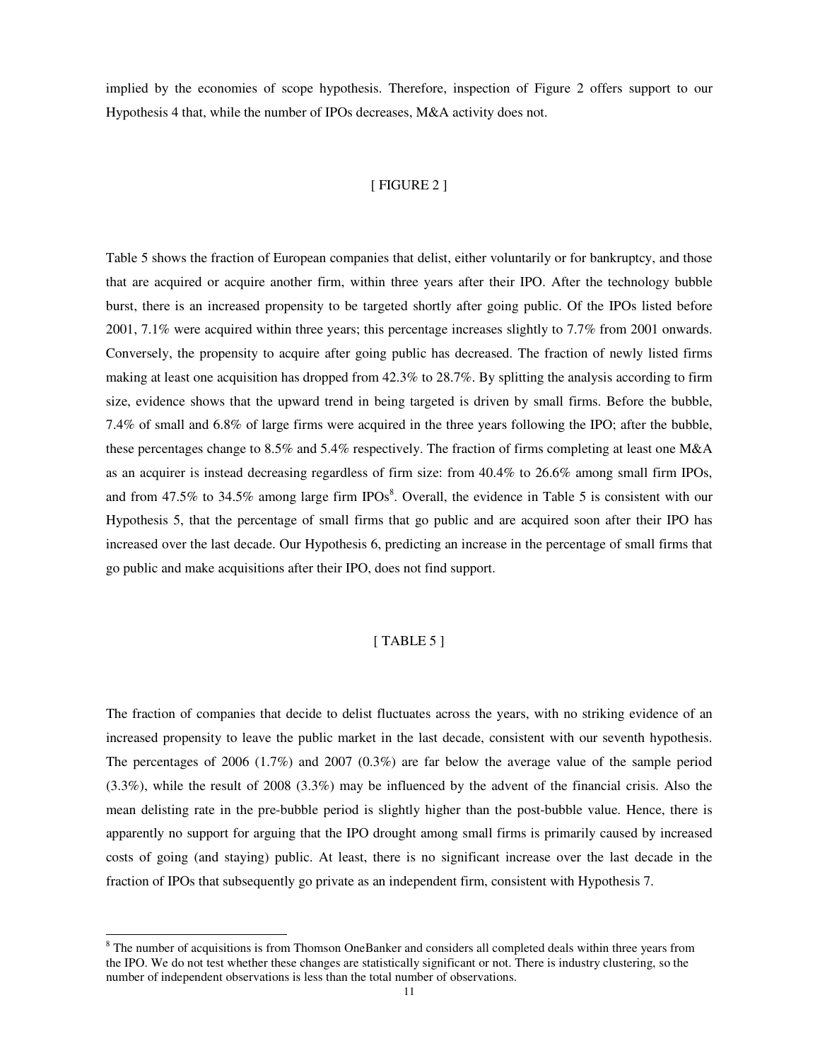implied by the economies of scope hypothesis. Therefore, inspection of Figure 2 offers support to our Hypothesis 4 that, while the number of IPOs decreases, M&A activity does not.

[ FIGURE 2 ]

Table 5 shows the fraction of European companies that delist, either voluntarily or for bankruptcy, and those that are acquired or acquire another firm, within three years after their IPO. After the technology bubble burst, there is an increased propensity to be targeted shortly after going public. Of the IPOs listed before 2001, 7.1% were acquired within three years; this percentage increases slightly to 7.7% from 2001 onwards. Conversely, the propensity to acquire after going public has decreased. The fraction of newly listed firms making at least one acquisition has dropped from 42.3% to 28.7%. By splitting the analysis according to firm size, evidence shows that the upward trend in being targeted is driven by small firms. Before the bubble, 7.4% of small and 6.8% of large firms were acquired in the three years following the IPO; after the bubble, these percentages change to 8.5% and 5.4% respectively. The fraction of firms completing at least one M&A as an acquirer is instead decreasing regardless of firm size: from 40.4% to 26.6% among small firm IPOs, and from 47.5% to 34.5% among large firm IPOs[8]. Overall, the evidence in Table 5 is consistent with our Hypothesis 5, that the percentage of small firms that go public and are acquired soon after their IPO has increased over the last decade. Our Hypothesis 6, predicting an increase in the percentage of small firms that go public and make acquisitions after their IPO, does not find support.

[ TABLE 5 ]

The fraction of companies that decide to delist fluctuates across the years, with no striking evidence of an increased propensity to leave the public market in the last decade, consistent with our seventh hypothesis. The percentages of 2006 (1.7%) and 2007 (0.3%) are far below the average value of the sample period (3.3%), while the result of 2008 (3.3%) may be influenced by the advent of the financial crisis. Also the mean delisting rate in the pre-bubble period is slightly higher than the post-bubble value. Hence, there is apparently no support for arguing that the IPO drought among small firms is primarily caused by increased costs of going (and staying) public. At least, there is no significant increase over the last decade in the fraction of IPOs that subsequently go private as an independent firm, consistent with Hypothesis 7.

[8] The number of acquisitions is from Thomson OneBanker and considers all completed deals within three years from the IPO. We do not test whether these changes are statistically significant or not. There is industry clustering, so the number of independent observations is less than the total number of observations.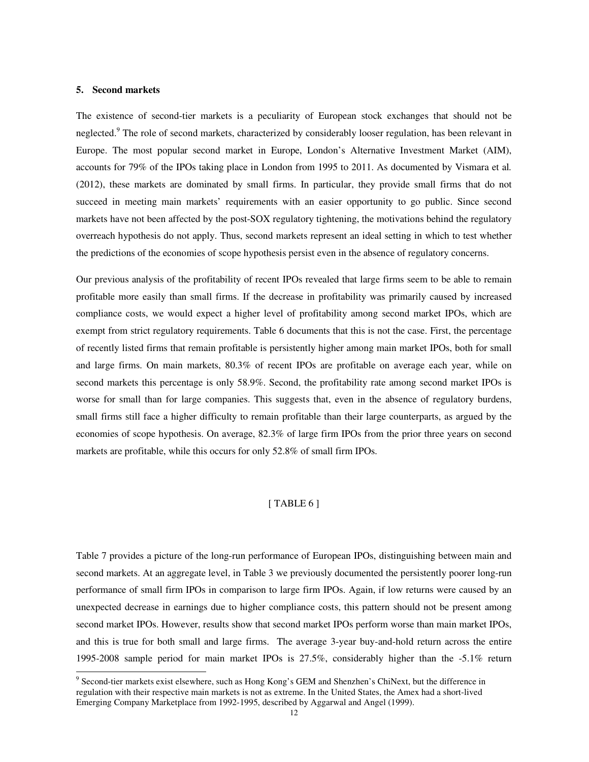## 5. Second markets

The existence of second-tier markets is a peculiarity of European stock exchanges that should not be neglected.[9] The role of second markets, characterized by considerably looser regulation, has been relevant in Europe. The most popular second market in Europe, London's Alternative Investment Market (AIM), accounts for 79% of the IPOs taking place in London from 1995 to 2011. As documented by Vismara et al. (2012), these markets are dominated by small firms. In particular, they provide small firms that do not succeed in meeting main markets' requirements with an easier opportunity to go public. Since second markets have not been affected by the post-SOX regulatory tightening, the motivations behind the regulatory overreach hypothesis do not apply. Thus, second markets represent an ideal setting in which to test whether the predictions of the economies of scope hypothesis persist even in the absence of regulatory concerns.

Our previous analysis of the profitability of recent IPOs revealed that large firms seem to be able to remain profitable more easily than small firms. If the decrease in profitability was primarily caused by increased compliance costs, we would expect a higher level of profitability among second market IPOs, which are exempt from strict regulatory requirements. Table 6 documents that this is not the case. First, the percentage of recently listed firms that remain profitable is persistently higher among main market IPOs, both for small and large firms. On main markets, 80.3% of recent IPOs are profitable on average each year, while on second markets this percentage is only 58.9%. Second, the profitability rate among second market IPOs is worse for small than for large companies. This suggests that, even in the absence of regulatory burdens, small firms still face a higher difficulty to remain profitable than their large counterparts, as argued by the economies of scope hypothesis. On average, 82.3% of large firm IPOs from the prior three years on second markets are profitable, while this occurs for only 52.8% of small firm IPOs.

[ TABLE 6 ]

Table 7 provides a picture of the long-run performance of European IPOs, distinguishing between main and second markets. At an aggregate level, in Table 3 we previously documented the persistently poorer long-run performance of small firm IPOs in comparison to large firm IPOs. Again, if low returns were caused by an unexpected decrease in earnings due to higher compliance costs, this pattern should not be present among second market IPOs. However, results show that second market IPOs perform worse than main market IPOs, and this is true for both small and large firms. The average 3-year buy-and-hold return across the entire 1995-2008 sample period for main market IPOs is 27.5%, considerably higher than the -5.1% return

[9] Second-tier markets exist elsewhere, such as Hong Kong's GEM and Shenzhen's ChiNext, but the difference in regulation with their respective main markets is not as extreme. In the United States, the Amex had a short-lived Emerging Company Marketplace from 1992-1995, described by Aggarwal and Angel (1999).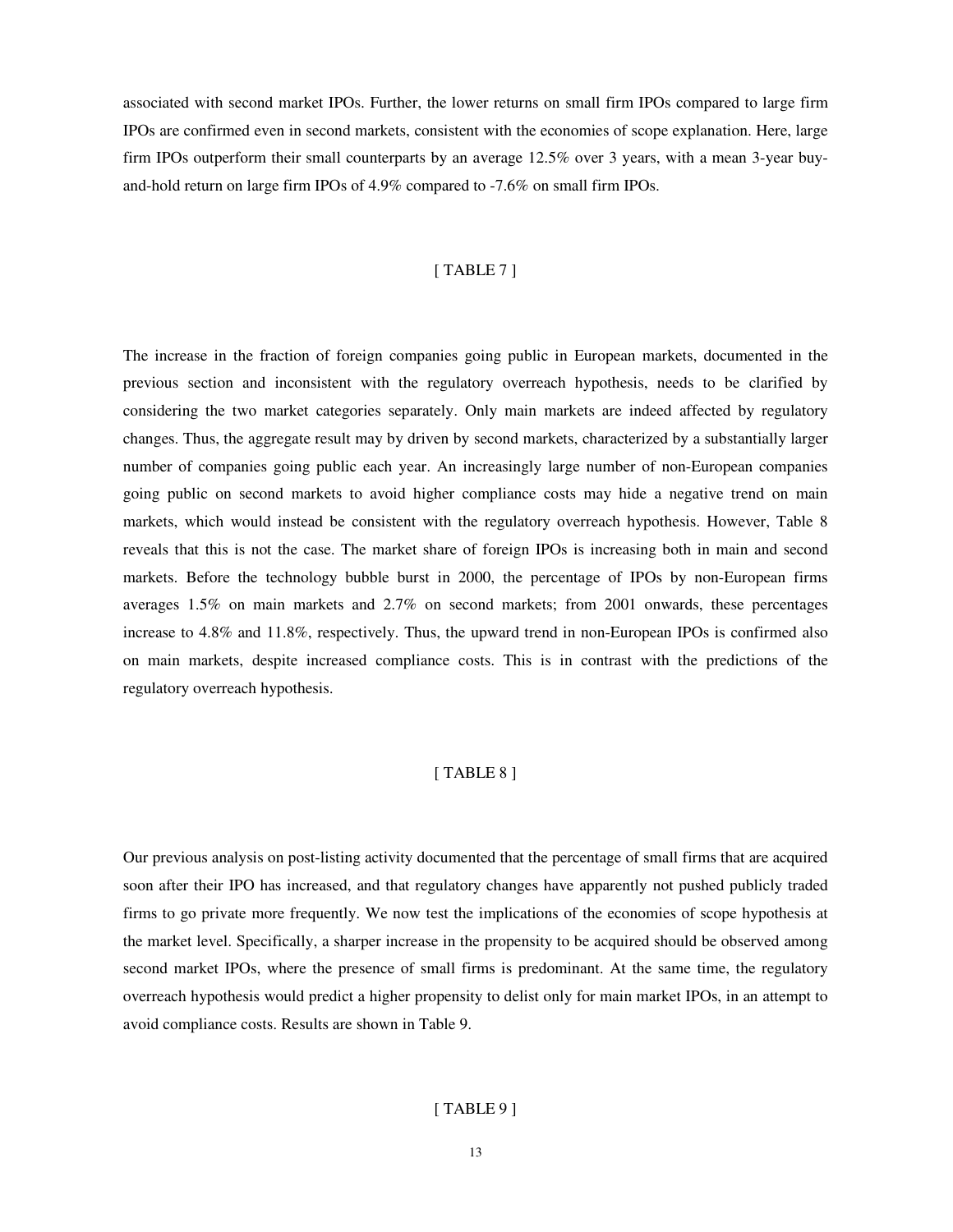associated with second market IPOs. Further, the lower returns on small firm IPOs compared to large firm IPOs are confirmed even in second markets, consistent with the economies of scope explanation. Here, large firm IPOs outperform their small counterparts by an average 12.5% over 3 years, with a mean 3-year buy-and-hold return on large firm IPOs of 4.9% compared to -7.6% on small firm IPOs.

[ TABLE 7 ]

The increase in the fraction of foreign companies going public in European markets, documented in the previous section and inconsistent with the regulatory overreach hypothesis, needs to be clarified by considering the two market categories separately. Only main markets are indeed affected by regulatory changes. Thus, the aggregate result may by driven by second markets, characterized by a substantially larger number of companies going public each year. An increasingly large number of non-European companies going public on second markets to avoid higher compliance costs may hide a negative trend on main markets, which would instead be consistent with the regulatory overreach hypothesis. However, Table 8 reveals that this is not the case. The market share of foreign IPOs is increasing both in main and second markets. Before the technology bubble burst in 2000, the percentage of IPOs by non-European firms averages 1.5% on main markets and 2.7% on second markets; from 2001 onwards, these percentages increase to 4.8% and 11.8%, respectively. Thus, the upward trend in non-European IPOs is confirmed also on main markets, despite increased compliance costs. This is in contrast with the predictions of the regulatory overreach hypothesis.

[ TABLE 8 ]

Our previous analysis on post-listing activity documented that the percentage of small firms that are acquired soon after their IPO has increased, and that regulatory changes have apparently not pushed publicly traded firms to go private more frequently. We now test the implications of the economies of scope hypothesis at the market level. Specifically, a sharper increase in the propensity to be acquired should be observed among second market IPOs, where the presence of small firms is predominant. At the same time, the regulatory overreach hypothesis would predict a higher propensity to delist only for main market IPOs, in an attempt to avoid compliance costs. Results are shown in Table 9.

[ TABLE 9 ]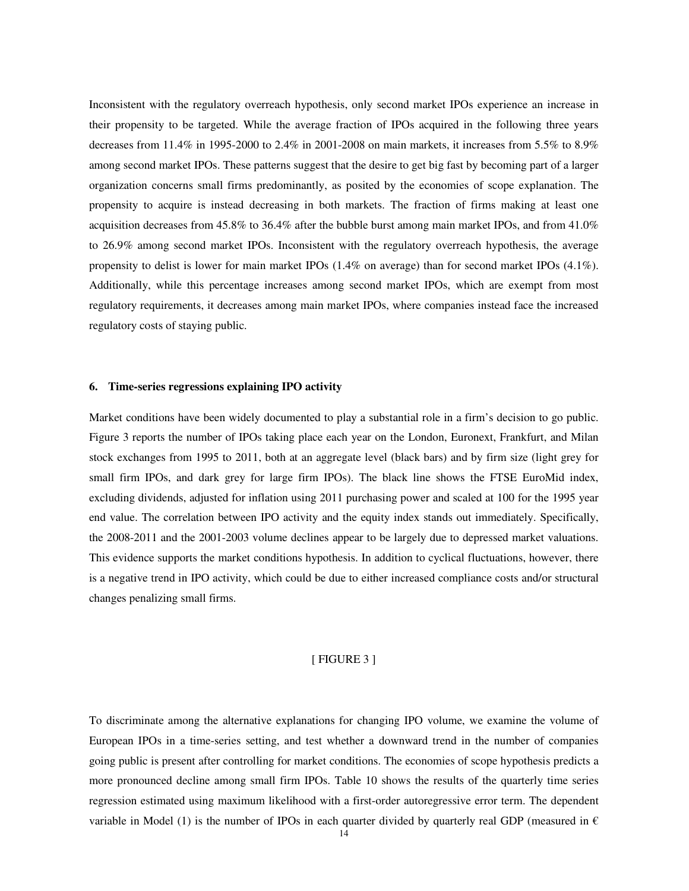Inconsistent with the regulatory overreach hypothesis, only second market IPOs experience an increase in their propensity to be targeted. While the average fraction of IPOs acquired in the following three years decreases from 11.4% in 1995-2000 to 2.4% in 2001-2008 on main markets, it increases from 5.5% to 8.9% among second market IPOs. These patterns suggest that the desire to get big fast by becoming part of a larger organization concerns small firms predominantly, as posited by the economies of scope explanation. The propensity to acquire is instead decreasing in both markets. The fraction of firms making at least one acquisition decreases from 45.8% to 36.4% after the bubble burst among main market IPOs, and from 41.0% to 26.9% among second market IPOs. Inconsistent with the regulatory overreach hypothesis, the average propensity to delist is lower for main market IPOs (1.4% on average) than for second market IPOs (4.1%). Additionally, while this percentage increases among second market IPOs, which are exempt from most regulatory requirements, it decreases among main market IPOs, where companies instead face the increased regulatory costs of staying public.

## 6. Time-series regressions explaining IPO activity

Market conditions have been widely documented to play a substantial role in a firm's decision to go public. Figure 3 reports the number of IPOs taking place each year on the London, Euronext, Frankfurt, and Milan stock exchanges from 1995 to 2011, both at an aggregate level (black bars) and by firm size (light grey for small firm IPOs, and dark grey for large firm IPOs). The black line shows the FTSE EuroMid index, excluding dividends, adjusted for inflation using 2011 purchasing power and scaled at 100 for the 1995 year end value. The correlation between IPO activity and the equity index stands out immediately. Specifically, the 2008-2011 and the 2001-2003 volume declines appear to be largely due to depressed market valuations. This evidence supports the market conditions hypothesis. In addition to cyclical fluctuations, however, there is a negative trend in IPO activity, which could be due to either increased compliance costs and/or structural changes penalizing small firms.

[ FIGURE 3 ]

To discriminate among the alternative explanations for changing IPO volume, we examine the volume of European IPOs in a time-series setting, and test whether a downward trend in the number of companies going public is present after controlling for market conditions. The economies of scope hypothesis predicts a more pronounced decline among small firm IPOs. Table 10 shows the results of the quarterly time series regression estimated using maximum likelihood with a first-order autoregressive error term. The dependent variable in Model (1) is the number of IPOs in each quarter divided by quarterly real GDP (measured in €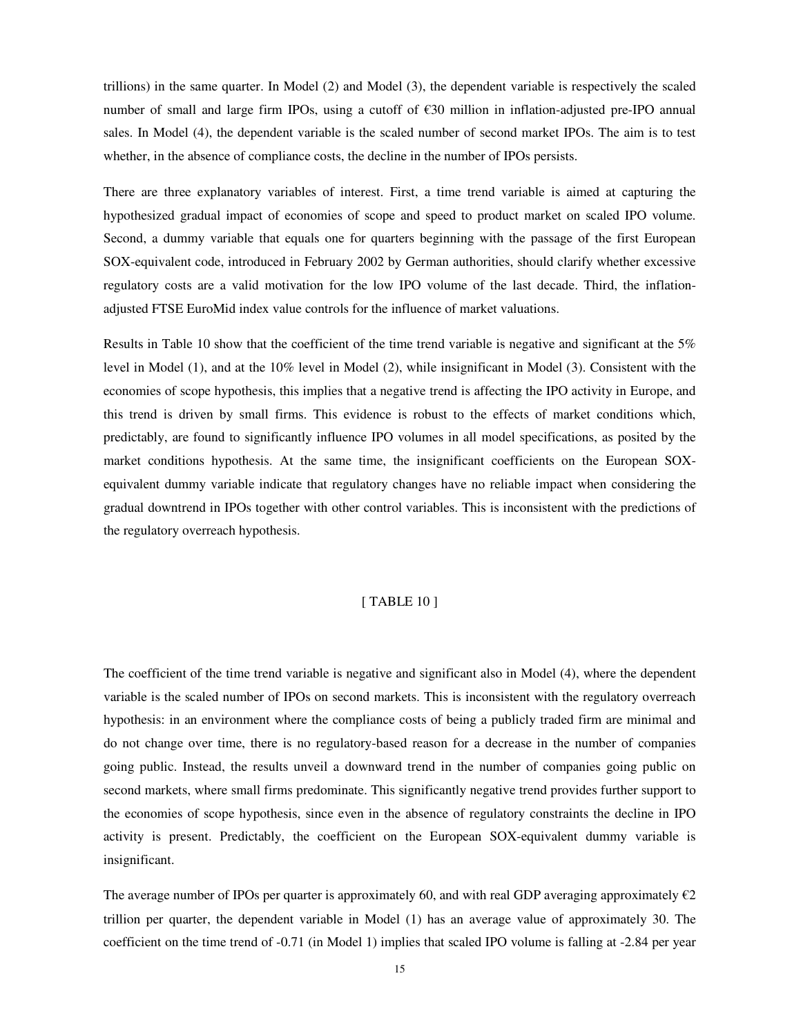trillions) in the same quarter. In Model (2) and Model (3), the dependent variable is respectively the scaled number of small and large firm IPOs, using a cutoff of €30 million in inflation-adjusted pre-IPO annual sales. In Model (4), the dependent variable is the scaled number of second market IPOs. The aim is to test whether, in the absence of compliance costs, the decline in the number of IPOs persists.

There are three explanatory variables of interest. First, a time trend variable is aimed at capturing the hypothesized gradual impact of economies of scope and speed to product market on scaled IPO volume. Second, a dummy variable that equals one for quarters beginning with the passage of the first European SOX-equivalent code, introduced in February 2002 by German authorities, should clarify whether excessive regulatory costs are a valid motivation for the low IPO volume of the last decade. Third, the inflation-adjusted FTSE EuroMid index value controls for the influence of market valuations.

Results in Table 10 show that the coefficient of the time trend variable is negative and significant at the 5% level in Model (1), and at the 10% level in Model (2), while insignificant in Model (3). Consistent with the economies of scope hypothesis, this implies that a negative trend is affecting the IPO activity in Europe, and this trend is driven by small firms. This evidence is robust to the effects of market conditions which, predictably, are found to significantly influence IPO volumes in all model specifications, as posited by the market conditions hypothesis. At the same time, the insignificant coefficients on the European SOX-equivalent dummy variable indicate that regulatory changes have no reliable impact when considering the gradual downtrend in IPOs together with other control variables. This is inconsistent with the predictions of the regulatory overreach hypothesis.

[ TABLE 10 ]

The coefficient of the time trend variable is negative and significant also in Model (4), where the dependent variable is the scaled number of IPOs on second markets. This is inconsistent with the regulatory overreach hypothesis: in an environment where the compliance costs of being a publicly traded firm are minimal and do not change over time, there is no regulatory-based reason for a decrease in the number of companies going public. Instead, the results unveil a downward trend in the number of companies going public on second markets, where small firms predominate. This significantly negative trend provides further support to the economies of scope hypothesis, since even in the absence of regulatory constraints the decline in IPO activity is present. Predictably, the coefficient on the European SOX-equivalent dummy variable is insignificant.

The average number of IPOs per quarter is approximately 60, and with real GDP averaging approximately €2 trillion per quarter, the dependent variable in Model (1) has an average value of approximately 30. The coefficient on the time trend of -0.71 (in Model 1) implies that scaled IPO volume is falling at -2.84 per year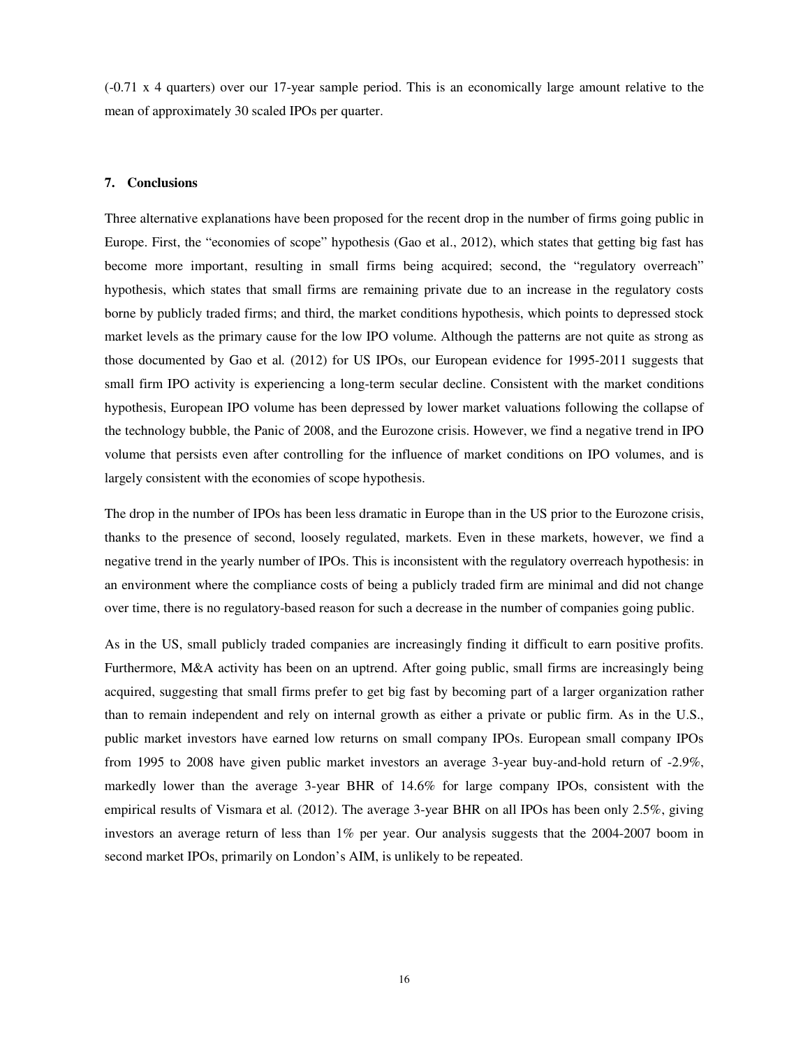(-0.71 x 4 quarters) over our 17-year sample period. This is an economically large amount relative to the mean of approximately 30 scaled IPOs per quarter.

## 7. Conclusions

Three alternative explanations have been proposed for the recent drop in the number of firms going public in Europe. First, the "economies of scope" hypothesis (Gao et al., 2012), which states that getting big fast has become more important, resulting in small firms being acquired; second, the "regulatory overreach" hypothesis, which states that small firms are remaining private due to an increase in the regulatory costs borne by publicly traded firms; and third, the market conditions hypothesis, which points to depressed stock market levels as the primary cause for the low IPO volume. Although the patterns are not quite as strong as those documented by Gao et al. (2012) for US IPOs, our European evidence for 1995-2011 suggests that small firm IPO activity is experiencing a long-term secular decline. Consistent with the market conditions hypothesis, European IPO volume has been depressed by lower market valuations following the collapse of the technology bubble, the Panic of 2008, and the Eurozone crisis. However, we find a negative trend in IPO volume that persists even after controlling for the influence of market conditions on IPO volumes, and is largely consistent with the economies of scope hypothesis.

The drop in the number of IPOs has been less dramatic in Europe than in the US prior to the Eurozone crisis, thanks to the presence of second, loosely regulated, markets. Even in these markets, however, we find a negative trend in the yearly number of IPOs. This is inconsistent with the regulatory overreach hypothesis: in an environment where the compliance costs of being a publicly traded firm are minimal and did not change over time, there is no regulatory-based reason for such a decrease in the number of companies going public.

As in the US, small publicly traded companies are increasingly finding it difficult to earn positive profits. Furthermore, M&A activity has been on an uptrend. After going public, small firms are increasingly being acquired, suggesting that small firms prefer to get big fast by becoming part of a larger organization rather than to remain independent and rely on internal growth as either a private or public firm. As in the U.S., public market investors have earned low returns on small company IPOs. European small company IPOs from 1995 to 2008 have given public market investors an average 3-year buy-and-hold return of -2.9%, markedly lower than the average 3-year BHR of 14.6% for large company IPOs, consistent with the empirical results of Vismara et al. (2012). The average 3-year BHR on all IPOs has been only 2.5%, giving investors an average return of less than 1% per year. Our analysis suggests that the 2004-2007 boom in second market IPOs, primarily on London's AIM, is unlikely to be repeated.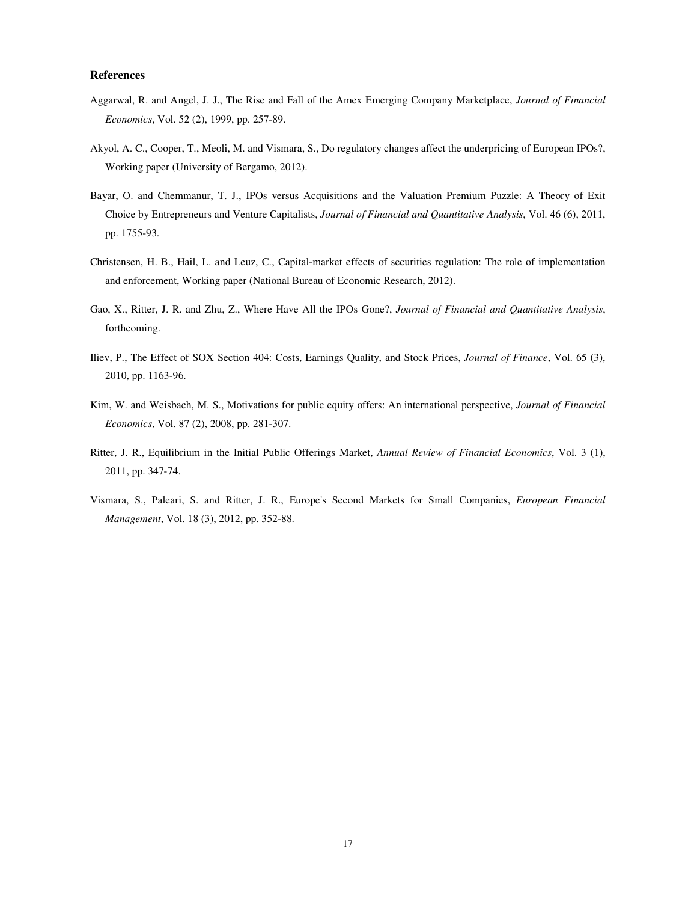### References

Aggarwal, R. and Angel, J. J., The Rise and Fall of the Amex Emerging Company Marketplace, *Journal of Financial Economics*, Vol. 52 (2), 1999, pp. 257-89.

Akyol, A. C., Cooper, T., Meoli, M. and Vismara, S., Do regulatory changes affect the underpricing of European IPOs?, Working paper (University of Bergamo, 2012).

Bayar, O. and Chemmanur, T. J., IPOs versus Acquisitions and the Valuation Premium Puzzle: A Theory of Exit Choice by Entrepreneurs and Venture Capitalists, *Journal of Financial and Quantitative Analysis*, Vol. 46 (6), 2011, pp. 1755-93.

Christensen, H. B., Hail, L. and Leuz, C., Capital-market effects of securities regulation: The role of implementation and enforcement, Working paper (National Bureau of Economic Research, 2012).

Gao, X., Ritter, J. R. and Zhu, Z., Where Have All the IPOs Gone?, *Journal of Financial and Quantitative Analysis*, forthcoming.

Iliev, P., The Effect of SOX Section 404: Costs, Earnings Quality, and Stock Prices, *Journal of Finance*, Vol. 65 (3), 2010, pp. 1163-96.

Kim, W. and Weisbach, M. S., Motivations for public equity offers: An international perspective, *Journal of Financial Economics*, Vol. 87 (2), 2008, pp. 281-307.

Ritter, J. R., Equilibrium in the Initial Public Offerings Market, *Annual Review of Financial Economics*, Vol. 3 (1), 2011, pp. 347-74.

Vismara, S., Paleari, S. and Ritter, J. R., Europe's Second Markets for Small Companies, *European Financial Management*, Vol. 18 (3), 2012, pp. 352-88.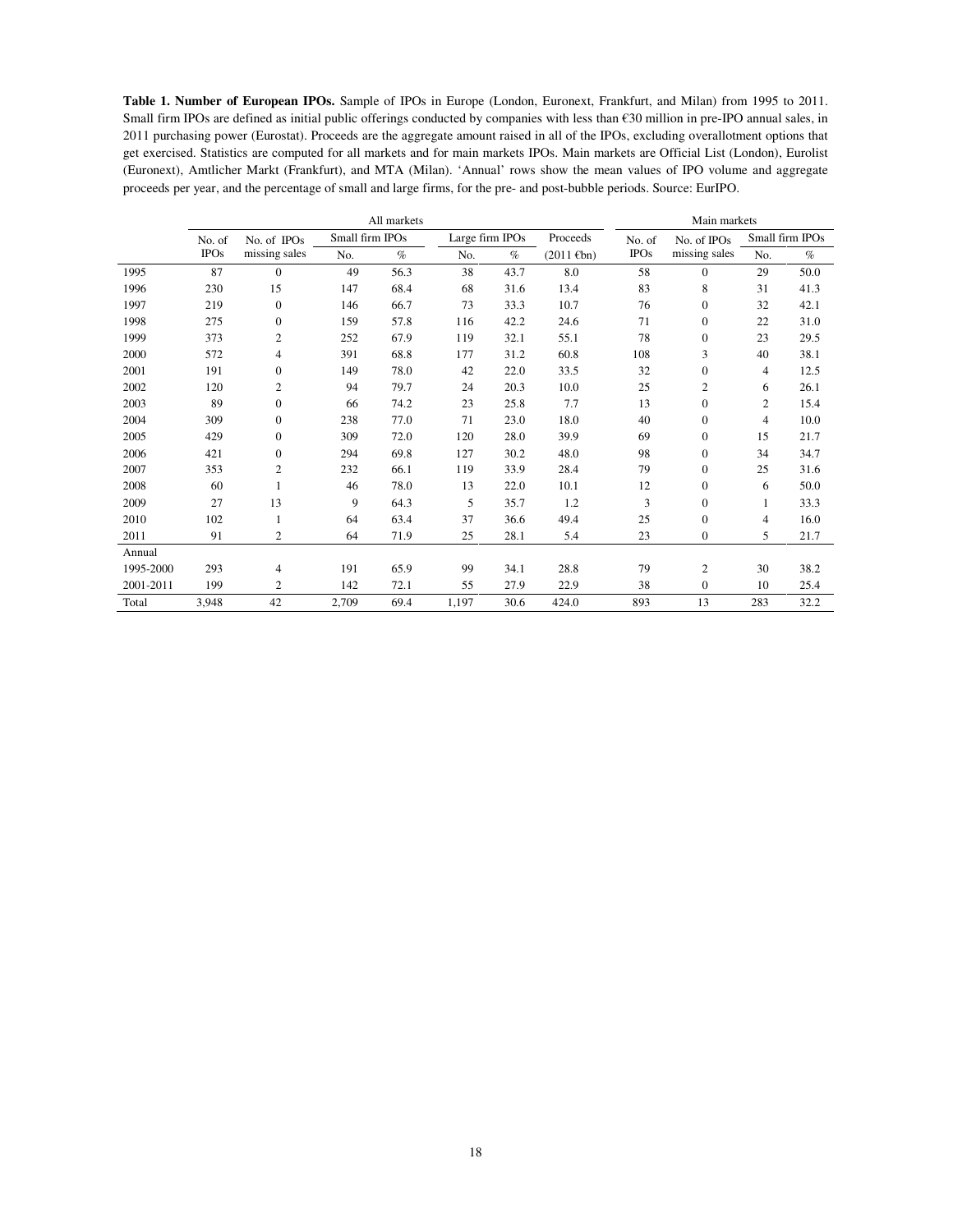**Table 1. Number of European IPOs.** Sample of IPOs in Europe (London, Euronext, Frankfurt, and Milan) from 1995 to 2011. Small firm IPOs are defined as initial public offerings conducted by companies with less than €30 million in pre-IPO annual sales, in 2011 purchasing power (Eurostat). Proceeds are the aggregate amount raised in all of the IPOs, excluding overallotment options that get exercised. Statistics are computed for all markets and for main markets IPOs. Main markets are Official List (London), Eurolist (Euronext), Amtlicher Markt (Frankfurt), and MTA (Milan). 'Annual' rows show the mean values of IPO volume and aggregate proceeds per year, and the percentage of small and large firms, for the pre- and post-bubble periods. Source: EurIPO.

| | All markets | | | | | | | Main markets | | | |
|---|---|---|---|---|---|---|---|---|---|---|---|
| | No. of IPOs | No. of IPOs missing sales | Small firm IPOs | | Large firm IPOs | | Proceeds | No. of IPOs | No. of IPOs missing sales | Small firm IPOs | |
| | | | No. | % | No. | % | (2011 €bn) | | | No. | % |
| 1995 | 87 | 0 | 49 | 56.3 | 38 | 43.7 | 8.0 | 58 | 0 | 29 | 50.0 |
| 1996 | 230 | 15 | 147 | 68.4 | 68 | 31.6 | 13.4 | 83 | 8 | 31 | 41.3 |
| 1997 | 219 | 0 | 146 | 66.7 | 73 | 33.3 | 10.7 | 76 | 0 | 32 | 42.1 |
| 1998 | 275 | 0 | 159 | 57.8 | 116 | 42.2 | 24.6 | 71 | 0 | 22 | 31.0 |
| 1999 | 373 | 2 | 252 | 67.9 | 119 | 32.1 | 55.1 | 78 | 0 | 23 | 29.5 |
| 2000 | 572 | 4 | 391 | 68.8 | 177 | 31.2 | 60.8 | 108 | 3 | 40 | 38.1 |
| 2001 | 191 | 0 | 149 | 78.0 | 42 | 22.0 | 33.5 | 32 | 0 | 4 | 12.5 |
| 2002 | 120 | 2 | 94 | 79.7 | 24 | 20.3 | 10.0 | 25 | 2 | 6 | 26.1 |
| 2003 | 89 | 0 | 66 | 74.2 | 23 | 25.8 | 7.7 | 13 | 0 | 2 | 15.4 |
| 2004 | 309 | 0 | 238 | 77.0 | 71 | 23.0 | 18.0 | 40 | 0 | 4 | 10.0 |
| 2005 | 429 | 0 | 309 | 72.0 | 120 | 28.0 | 39.9 | 69 | 0 | 15 | 21.7 |
| 2006 | 421 | 0 | 294 | 69.8 | 127 | 30.2 | 48.0 | 98 | 0 | 34 | 34.7 |
| 2007 | 353 | 2 | 232 | 66.1 | 119 | 33.9 | 28.4 | 79 | 0 | 25 | 31.6 |
| 2008 | 60 | 1 | 46 | 78.0 | 13 | 22.0 | 10.1 | 12 | 0 | 6 | 50.0 |
| 2009 | 27 | 13 | 9 | 64.3 | 5 | 35.7 | 1.2 | 3 | 0 | 1 | 33.3 |
| 2010 | 102 | 1 | 64 | 63.4 | 37 | 36.6 | 49.4 | 25 | 0 | 4 | 16.0 |
| 2011 | 91 | 2 | 64 | 71.9 | 25 | 28.1 | 5.4 | 23 | 0 | 5 | 21.7 |
| Annual | | | | | | | | | | | |
| 1995-2000 | 293 | 4 | 191 | 65.9 | 99 | 34.1 | 28.8 | 79 | 2 | 30 | 38.2 |
| 2001-2011 | 199 | 2 | 142 | 72.1 | 55 | 27.9 | 22.9 | 38 | 0 | 10 | 25.4 |
| Total | 3,948 | 42 | 2,709 | 69.4 | 1,197 | 30.6 | 424.0 | 893 | 13 | 283 | 32.2 |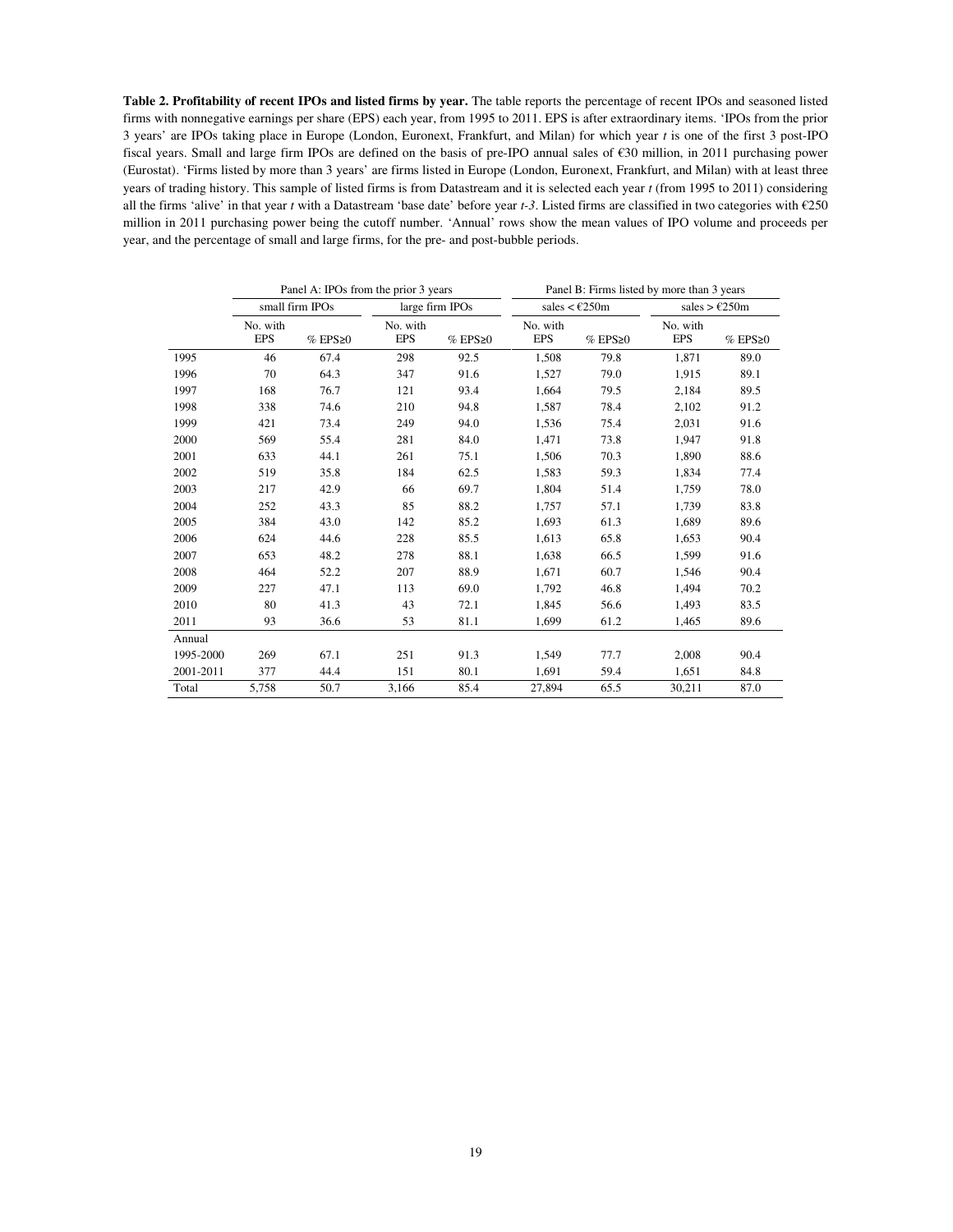**Table 2. Profitability of recent IPOs and listed firms by year.** The table reports the percentage of recent IPOs and seasoned listed firms with nonnegative earnings per share (EPS) each year, from 1995 to 2011. EPS is after extraordinary items. 'IPOs from the prior 3 years' are IPOs taking place in Europe (London, Euronext, Frankfurt, and Milan) for which year *t* is one of the first 3 post-IPO fiscal years. Small and large firm IPOs are defined on the basis of pre-IPO annual sales of €30 million, in 2011 purchasing power (Eurostat). 'Firms listed by more than 3 years' are firms listed in Europe (London, Euronext, Frankfurt, and Milan) with at least three years of trading history. This sample of listed firms is from Datastream and it is selected each year *t* (from 1995 to 2011) considering all the firms 'alive' in that year *t* with a Datastream 'base date' before year *t-3*. Listed firms are classified in two categories with €250 million in 2011 purchasing power being the cutoff number. 'Annual' rows show the mean values of IPO volume and proceeds per year, and the percentage of small and large firms, for the pre- and post-bubble periods.

| | Panel A: IPOs from the prior 3 years | | | | Panel B: Firms listed by more than 3 years | | | |
|---|---|---|---|---|---|---|---|---|
| | small firm IPOs | | large firm IPOs | | sales < €250m | | sales > €250m | |
| | No. with EPS | % EPS≥0 | No. with EPS | % EPS≥0 | No. with EPS | % EPS≥0 | No. with EPS | % EPS≥0 |
| 1995 | 46 | 67.4 | 298 | 92.5 | 1,508 | 79.8 | 1,871 | 89.0 |
| 1996 | 70 | 64.3 | 347 | 91.6 | 1,527 | 79.0 | 1,915 | 89.1 |
| 1997 | 168 | 76.7 | 121 | 93.4 | 1,664 | 79.5 | 2,184 | 89.5 |
| 1998 | 338 | 74.6 | 210 | 94.8 | 1,587 | 78.4 | 2,102 | 91.2 |
| 1999 | 421 | 73.4 | 249 | 94.0 | 1,536 | 75.4 | 2,031 | 91.6 |
| 2000 | 569 | 55.4 | 281 | 84.0 | 1,471 | 73.8 | 1,947 | 91.8 |
| 2001 | 633 | 44.1 | 261 | 75.1 | 1,506 | 70.3 | 1,890 | 88.6 |
| 2002 | 519 | 35.8 | 184 | 62.5 | 1,583 | 59.3 | 1,834 | 77.4 |
| 2003 | 217 | 42.9 | 66 | 69.7 | 1,804 | 51.4 | 1,759 | 78.0 |
| 2004 | 252 | 43.3 | 85 | 88.2 | 1,757 | 57.1 | 1,739 | 83.8 |
| 2005 | 384 | 43.0 | 142 | 85.2 | 1,693 | 61.3 | 1,689 | 89.6 |
| 2006 | 624 | 44.6 | 228 | 85.5 | 1,613 | 65.8 | 1,653 | 90.4 |
| 2007 | 653 | 48.2 | 278 | 88.1 | 1,638 | 66.5 | 1,599 | 91.6 |
| 2008 | 464 | 52.2 | 207 | 88.9 | 1,671 | 60.7 | 1,546 | 90.4 |
| 2009 | 227 | 47.1 | 113 | 69.0 | 1,792 | 46.8 | 1,494 | 70.2 |
| 2010 | 80 | 41.3 | 43 | 72.1 | 1,845 | 56.6 | 1,493 | 83.5 |
| 2011 | 93 | 36.6 | 53 | 81.1 | 1,699 | 61.2 | 1,465 | 89.6 |
| Annual | | | | | | | | |
| 1995-2000 | 269 | 67.1 | 251 | 91.3 | 1,549 | 77.7 | 2,008 | 90.4 |
| 2001-2011 | 377 | 44.4 | 151 | 80.1 | 1,691 | 59.4 | 1,651 | 84.8 |
| Total | 5,758 | 50.7 | 3,166 | 85.4 | 27,894 | 65.5 | 30,211 | 87.0 |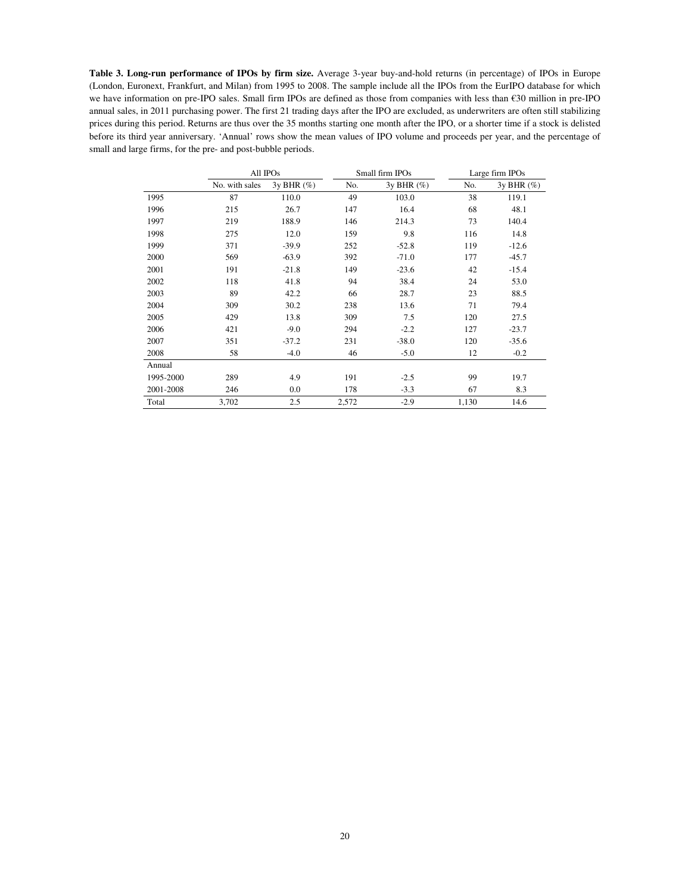**Table 3. Long-run performance of IPOs by firm size.** Average 3-year buy-and-hold returns (in percentage) of IPOs in Europe (London, Euronext, Frankfurt, and Milan) from 1995 to 2008. The sample include all the IPOs from the EurIPO database for which we have information on pre-IPO sales. Small firm IPOs are defined as those from companies with less than €30 million in pre-IPO annual sales, in 2011 purchasing power. The first 21 trading days after the IPO are excluded, as underwriters are often still stabilizing prices during this period. Returns are thus over the 35 months starting one month after the IPO, or a shorter time if a stock is delisted before its third year anniversary. 'Annual' rows show the mean values of IPO volume and proceeds per year, and the percentage of small and large firms, for the pre- and post-bubble periods.

| | All IPOs | | Small firm IPOs | | Large firm IPOs | |
|---|---|---|---|---|---|---|
| | No. with sales | 3y BHR (%) | No. | 3y BHR (%) | No. | 3y BHR (%) |
| 1995 | 87 | 110.0 | 49 | 103.0 | 38 | 119.1 |
| 1996 | 215 | 26.7 | 147 | 16.4 | 68 | 48.1 |
| 1997 | 219 | 188.9 | 146 | 214.3 | 73 | 140.4 |
| 1998 | 275 | 12.0 | 159 | 9.8 | 116 | 14.8 |
| 1999 | 371 | -39.9 | 252 | -52.8 | 119 | -12.6 |
| 2000 | 569 | -63.9 | 392 | -71.0 | 177 | -45.7 |
| 2001 | 191 | -21.8 | 149 | -23.6 | 42 | -15.4 |
| 2002 | 118 | 41.8 | 94 | 38.4 | 24 | 53.0 |
| 2003 | 89 | 42.2 | 66 | 28.7 | 23 | 88.5 |
| 2004 | 309 | 30.2 | 238 | 13.6 | 71 | 79.4 |
| 2005 | 429 | 13.8 | 309 | 7.5 | 120 | 27.5 |
| 2006 | 421 | -9.0 | 294 | -2.2 | 127 | -23.7 |
| 2007 | 351 | -37.2 | 231 | -38.0 | 120 | -35.6 |
| 2008 | 58 | -4.0 | 46 | -5.0 | 12 | -0.2 |
| Annual | | | | | | |
| 1995-2000 | 289 | 4.9 | 191 | -2.5 | 99 | 19.7 |
| 2001-2008 | 246 | 0.0 | 178 | -3.3 | 67 | 8.3 |
| Total | 3,702 | 2.5 | 2,572 | -2.9 | 1,130 | 14.6 |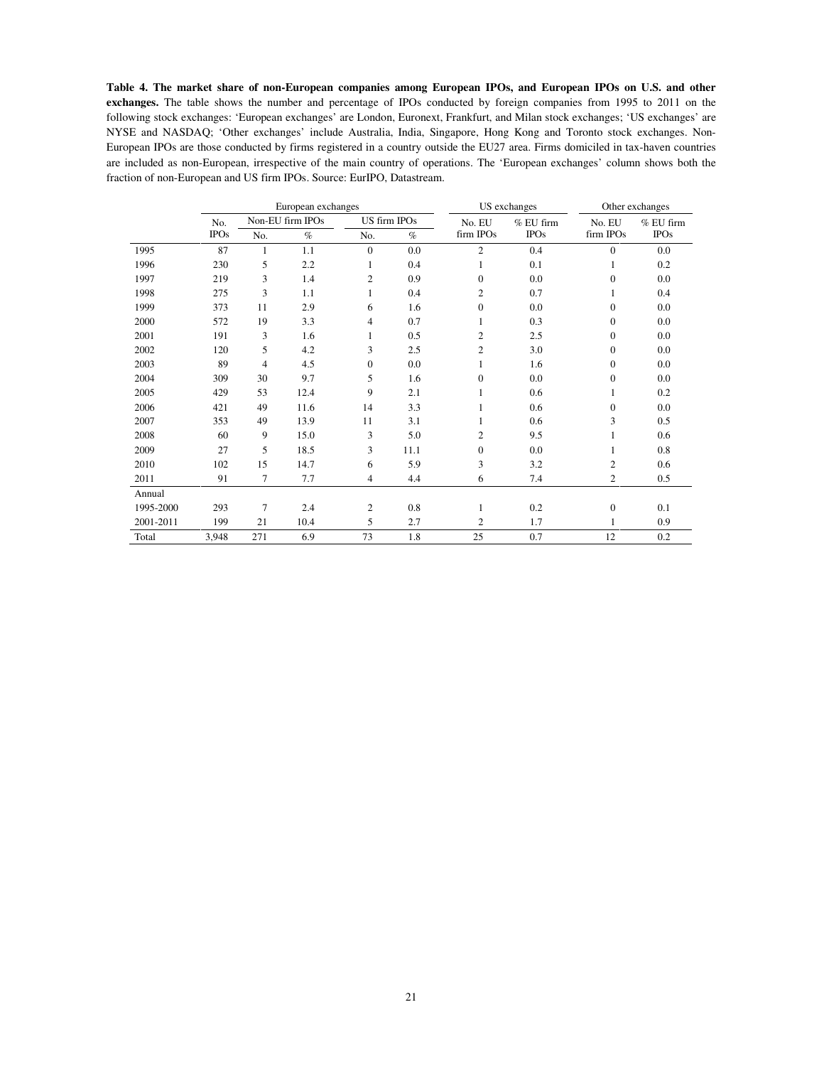**Table 4. The market share of non-European companies among European IPOs, and European IPOs on U.S. and other exchanges.** The table shows the number and percentage of IPOs conducted by foreign companies from 1995 to 2011 on the following stock exchanges: 'European exchanges' are London, Euronext, Frankfurt, and Milan stock exchanges; 'US exchanges' are NYSE and NASDAQ; 'Other exchanges' include Australia, India, Singapore, Hong Kong and Toronto stock exchanges. Non-European IPOs are those conducted by firms registered in a country outside the EU27 area. Firms domiciled in tax-haven countries are included as non-European, irrespective of the main country of operations. The 'European exchanges' column shows both the fraction of non-European and US firm IPOs. Source: EurIPO, Datastream.

| | European exchanges | | | | | US exchanges | | Other exchanges | |
|---|---|---|---|---|---|---|---|---|---|
| | No. IPOs | Non-EU firm IPOs | | US firm IPOs | | No. EU firm IPOs | % EU firm IPOs | No. EU firm IPOs | % EU firm IPOs |
| | | No. | % | No. | % | | | | |
| 1995 | 87 | 1 | 1.1 | 0 | 0.0 | 2 | 0.4 | 0 | 0.0 |
| 1996 | 230 | 5 | 2.2 | 1 | 0.4 | 1 | 0.1 | 1 | 0.2 |
| 1997 | 219 | 3 | 1.4 | 2 | 0.9 | 0 | 0.0 | 0 | 0.0 |
| 1998 | 275 | 3 | 1.1 | 1 | 0.4 | 2 | 0.7 | 1 | 0.4 |
| 1999 | 373 | 11 | 2.9 | 6 | 1.6 | 0 | 0.0 | 0 | 0.0 |
| 2000 | 572 | 19 | 3.3 | 4 | 0.7 | 1 | 0.3 | 0 | 0.0 |
| 2001 | 191 | 3 | 1.6 | 1 | 0.5 | 2 | 2.5 | 0 | 0.0 |
| 2002 | 120 | 5 | 4.2 | 3 | 2.5 | 2 | 3.0 | 0 | 0.0 |
| 2003 | 89 | 4 | 4.5 | 0 | 0.0 | 1 | 1.6 | 0 | 0.0 |
| 2004 | 309 | 30 | 9.7 | 5 | 1.6 | 0 | 0.0 | 0 | 0.0 |
| 2005 | 429 | 53 | 12.4 | 9 | 2.1 | 1 | 0.6 | 1 | 0.2 |
| 2006 | 421 | 49 | 11.6 | 14 | 3.3 | 1 | 0.6 | 0 | 0.0 |
| 2007 | 353 | 49 | 13.9 | 11 | 3.1 | 1 | 0.6 | 3 | 0.5 |
| 2008 | 60 | 9 | 15.0 | 3 | 5.0 | 2 | 9.5 | 1 | 0.6 |
| 2009 | 27 | 5 | 18.5 | 3 | 11.1 | 0 | 0.0 | 1 | 0.8 |
| 2010 | 102 | 15 | 14.7 | 6 | 5.9 | 3 | 3.2 | 2 | 0.6 |
| 2011 | 91 | 7 | 7.7 | 4 | 4.4 | 6 | 7.4 | 2 | 0.5 |
| Annual | | | | | | | | | |
| 1995-2000 | 293 | 7 | 2.4 | 2 | 0.8 | 1 | 0.2 | 0 | 0.1 |
| 2001-2011 | 199 | 21 | 10.4 | 5 | 2.7 | 2 | 1.7 | 1 | 0.9 |
| Total | 3,948 | 271 | 6.9 | 73 | 1.8 | 25 | 0.7 | 12 | 0.2 |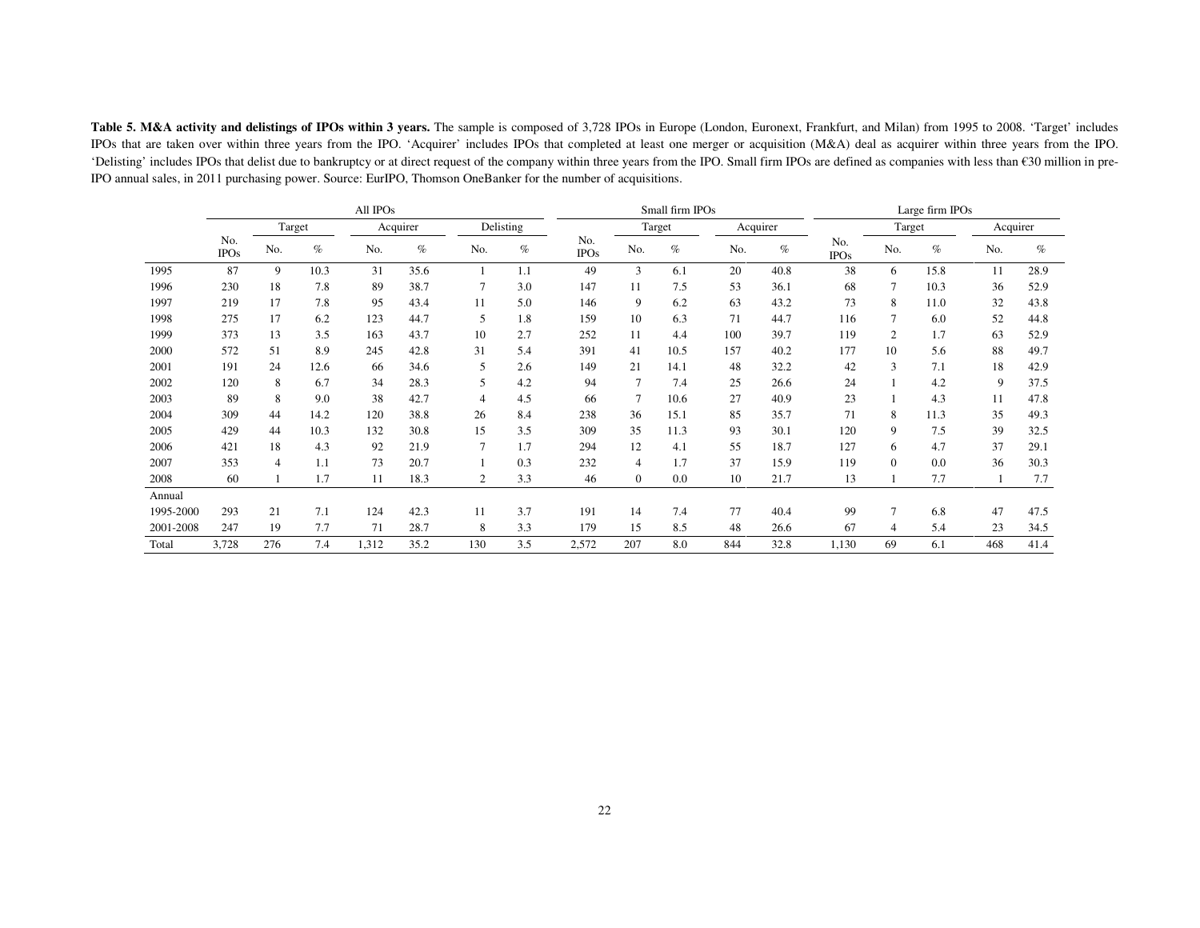**Table 5. M&A activity and delistings of IPOs within 3 years.** The sample is composed of 3,728 IPOs in Europe (London, Euronext, Frankfurt, and Milan) from 1995 to 2008. 'Target' includes IPOs that are taken over within three years from the IPO. 'Acquirer' includes IPOs that completed at least one merger or acquisition (M&A) deal as acquirer within three years from the IPO. 'Delisting' includes IPOs that delist due to bankruptcy or at direct request of the company within three years from the IPO. Small firm IPOs are defined as companies with less than €30 million in pre-IPO annual sales, in 2011 purchasing power. Source: EurIPO, Thomson OneBanker for the number of acquisitions.

| | All IPOs | | | | | | | Small firm IPOs | | | | | Large firm IPOs | | | | |
|---|---|---|---|---|---|---|---|---|---|---|---|---|---|---|---|---|---|
| | | Target | | Acquirer | | Delisting | | | Target | | Acquirer | | | Target | | Acquirer | |
| | No. IPOs | No. | % | No. | % | No. | % | No. IPOs | No. | % | No. | % | No. IPOs | No. | % | No. | % |
| 1995 | 87 | 9 | 10.3 | 31 | 35.6 | 1 | 1.1 | 49 | 3 | 6.1 | 20 | 40.8 | 38 | 6 | 15.8 | 11 | 28.9 |
| 1996 | 230 | 18 | 7.8 | 89 | 38.7 | 7 | 3.0 | 147 | 11 | 7.5 | 53 | 36.1 | 68 | 7 | 10.3 | 36 | 52.9 |
| 1997 | 219 | 17 | 7.8 | 95 | 43.4 | 11 | 5.0 | 146 | 9 | 6.2 | 63 | 43.2 | 73 | 8 | 11.0 | 32 | 43.8 |
| 1998 | 275 | 17 | 6.2 | 123 | 44.7 | 5 | 1.8 | 159 | 10 | 6.3 | 71 | 44.7 | 116 | 7 | 6.0 | 52 | 44.8 |
| 1999 | 373 | 13 | 3.5 | 163 | 43.7 | 10 | 2.7 | 252 | 11 | 4.4 | 100 | 39.7 | 119 | 2 | 1.7 | 63 | 52.9 |
| 2000 | 572 | 51 | 8.9 | 245 | 42.8 | 31 | 5.4 | 391 | 41 | 10.5 | 157 | 40.2 | 177 | 10 | 5.6 | 88 | 49.7 |
| 2001 | 191 | 24 | 12.6 | 66 | 34.6 | 5 | 2.6 | 149 | 21 | 14.1 | 48 | 32.2 | 42 | 3 | 7.1 | 18 | 42.9 |
| 2002 | 120 | 8 | 6.7 | 34 | 28.3 | 5 | 4.2 | 94 | 7 | 7.4 | 25 | 26.6 | 24 | 1 | 4.2 | 9 | 37.5 |
| 2003 | 89 | 8 | 9.0 | 38 | 42.7 | 4 | 4.5 | 66 | 7 | 10.6 | 27 | 40.9 | 23 | 1 | 4.3 | 11 | 47.8 |
| 2004 | 309 | 44 | 14.2 | 120 | 38.8 | 26 | 8.4 | 238 | 36 | 15.1 | 85 | 35.7 | 71 | 8 | 11.3 | 35 | 49.3 |
| 2005 | 429 | 44 | 10.3 | 132 | 30.8 | 15 | 3.5 | 309 | 35 | 11.3 | 93 | 30.1 | 120 | 9 | 7.5 | 39 | 32.5 |
| 2006 | 421 | 18 | 4.3 | 92 | 21.9 | 7 | 1.7 | 294 | 12 | 4.1 | 55 | 18.7 | 127 | 6 | 4.7 | 37 | 29.1 |
| 2007 | 353 | 4 | 1.1 | 73 | 20.7 | 1 | 0.3 | 232 | 4 | 1.7 | 37 | 15.9 | 119 | 0 | 0.0 | 36 | 30.3 |
| 2008 | 60 | 1 | 1.7 | 11 | 18.3 | 2 | 3.3 | 46 | 0 | 0.0 | 10 | 21.7 | 13 | 1 | 7.7 | 1 | 7.7 |
| Annual | | | | | | | | | | | | | | | | | |
| 1995-2000 | 293 | 21 | 7.1 | 124 | 42.3 | 11 | 3.7 | 191 | 14 | 7.4 | 77 | 40.4 | 99 | 7 | 6.8 | 47 | 47.5 |
| 2001-2008 | 247 | 19 | 7.7 | 71 | 28.7 | 8 | 3.3 | 179 | 15 | 8.5 | 48 | 26.6 | 67 | 4 | 5.4 | 23 | 34.5 |
| Total | 3,728 | 276 | 7.4 | 1,312 | 35.2 | 130 | 3.5 | 2,572 | 207 | 8.0 | 844 | 32.8 | 1,130 | 69 | 6.1 | 468 | 41.4 |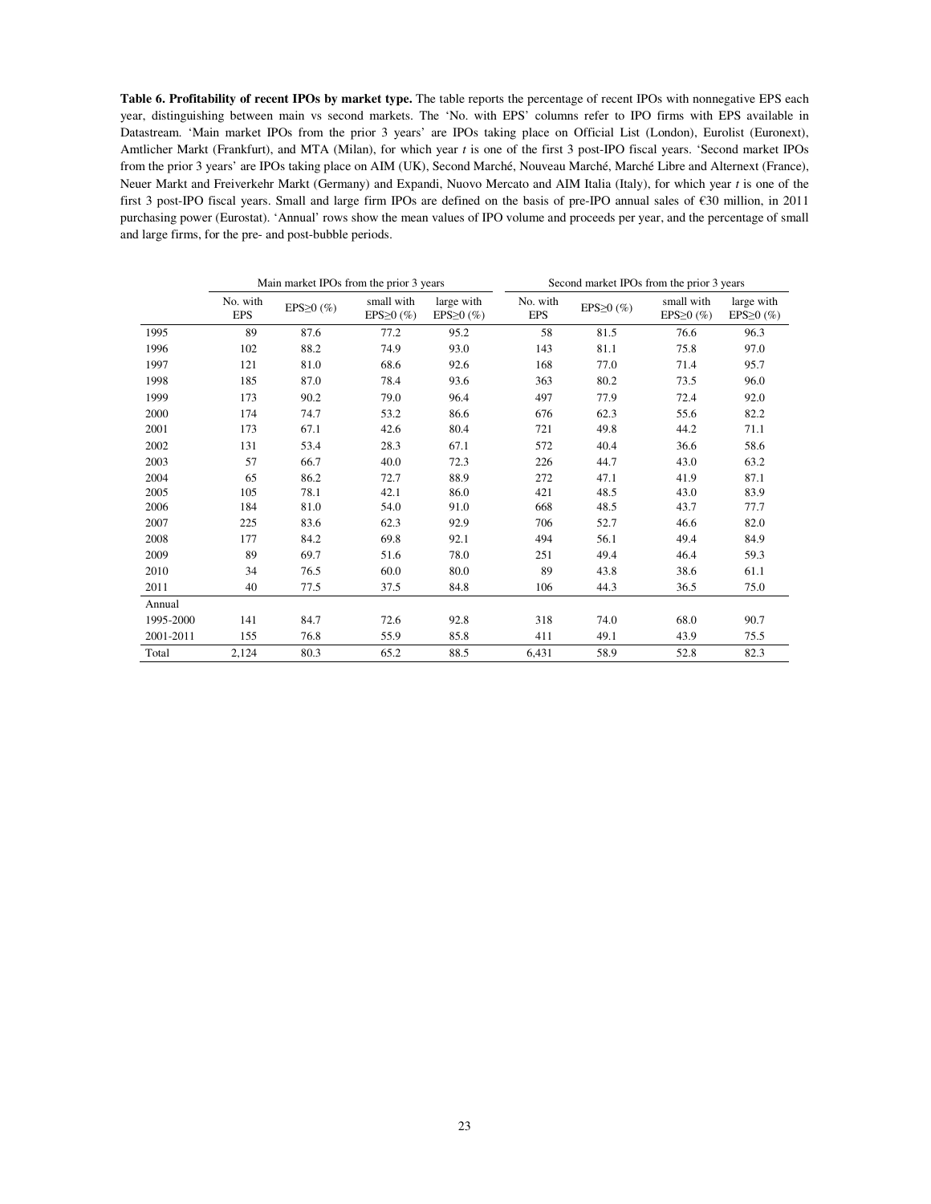**Table 6. Profitability of recent IPOs by market type.** The table reports the percentage of recent IPOs with nonnegative EPS each year, distinguishing between main vs second markets. The 'No. with EPS' columns refer to IPO firms with EPS available in Datastream. 'Main market IPOs from the prior 3 years' are IPOs taking place on Official List (London), Eurolist (Euronext), Amtlicher Markt (Frankfurt), and MTA (Milan), for which year *t* is one of the first 3 post-IPO fiscal years. 'Second market IPOs from the prior 3 years' are IPOs taking place on AIM (UK), Second Marché, Nouveau Marché, Marché Libre and Alternext (France), Neuer Markt and Freiverkehr Markt (Germany) and Expandi, Nuovo Mercato and AIM Italia (Italy), for which year *t* is one of the first 3 post-IPO fiscal years. Small and large firm IPOs are defined on the basis of pre-IPO annual sales of €30 million, in 2011 purchasing power (Eurostat). 'Annual' rows show the mean values of IPO volume and proceeds per year, and the percentage of small and large firms, for the pre- and post-bubble periods.

| | Main market IPOs from the prior 3 years | | | | Second market IPOs from the prior 3 years | | | |
|---|---|---|---|---|---|---|---|---|
| | No. with EPS | EPS≥0 (%) | small with EPS≥0 (%) | large with EPS≥0 (%) | No. with EPS | EPS≥0 (%) | small with EPS≥0 (%) | large with EPS≥0 (%) |
| 1995 | 89 | 87.6 | 77.2 | 95.2 | 58 | 81.5 | 76.6 | 96.3 |
| 1996 | 102 | 88.2 | 74.9 | 93.0 | 143 | 81.1 | 75.8 | 97.0 |
| 1997 | 121 | 81.0 | 68.6 | 92.6 | 168 | 77.0 | 71.4 | 95.7 |
| 1998 | 185 | 87.0 | 78.4 | 93.6 | 363 | 80.2 | 73.5 | 96.0 |
| 1999 | 173 | 90.2 | 79.0 | 96.4 | 497 | 77.9 | 72.4 | 92.0 |
| 2000 | 174 | 74.7 | 53.2 | 86.6 | 676 | 62.3 | 55.6 | 82.2 |
| 2001 | 173 | 67.1 | 42.6 | 80.4 | 721 | 49.8 | 44.2 | 71.1 |
| 2002 | 131 | 53.4 | 28.3 | 67.1 | 572 | 40.4 | 36.6 | 58.6 |
| 2003 | 57 | 66.7 | 40.0 | 72.3 | 226 | 44.7 | 43.0 | 63.2 |
| 2004 | 65 | 86.2 | 72.7 | 88.9 | 272 | 47.1 | 41.9 | 87.1 |
| 2005 | 105 | 78.1 | 42.1 | 86.0 | 421 | 48.5 | 43.0 | 83.9 |
| 2006 | 184 | 81.0 | 54.0 | 91.0 | 668 | 48.5 | 43.7 | 77.7 |
| 2007 | 225 | 83.6 | 62.3 | 92.9 | 706 | 52.7 | 46.6 | 82.0 |
| 2008 | 177 | 84.2 | 69.8 | 92.1 | 494 | 56.1 | 49.4 | 84.9 |
| 2009 | 89 | 69.7 | 51.6 | 78.0 | 251 | 49.4 | 46.4 | 59.3 |
| 2010 | 34 | 76.5 | 60.0 | 80.0 | 89 | 43.8 | 38.6 | 61.1 |
| 2011 | 40 | 77.5 | 37.5 | 84.8 | 106 | 44.3 | 36.5 | 75.0 |
| Annual | | | | | | | | |
| 1995-2000 | 141 | 84.7 | 72.6 | 92.8 | 318 | 74.0 | 68.0 | 90.7 |
| 2001-2011 | 155 | 76.8 | 55.9 | 85.8 | 411 | 49.1 | 43.9 | 75.5 |
| Total | 2,124 | 80.3 | 65.2 | 88.5 | 6,431 | 58.9 | 52.8 | 82.3 |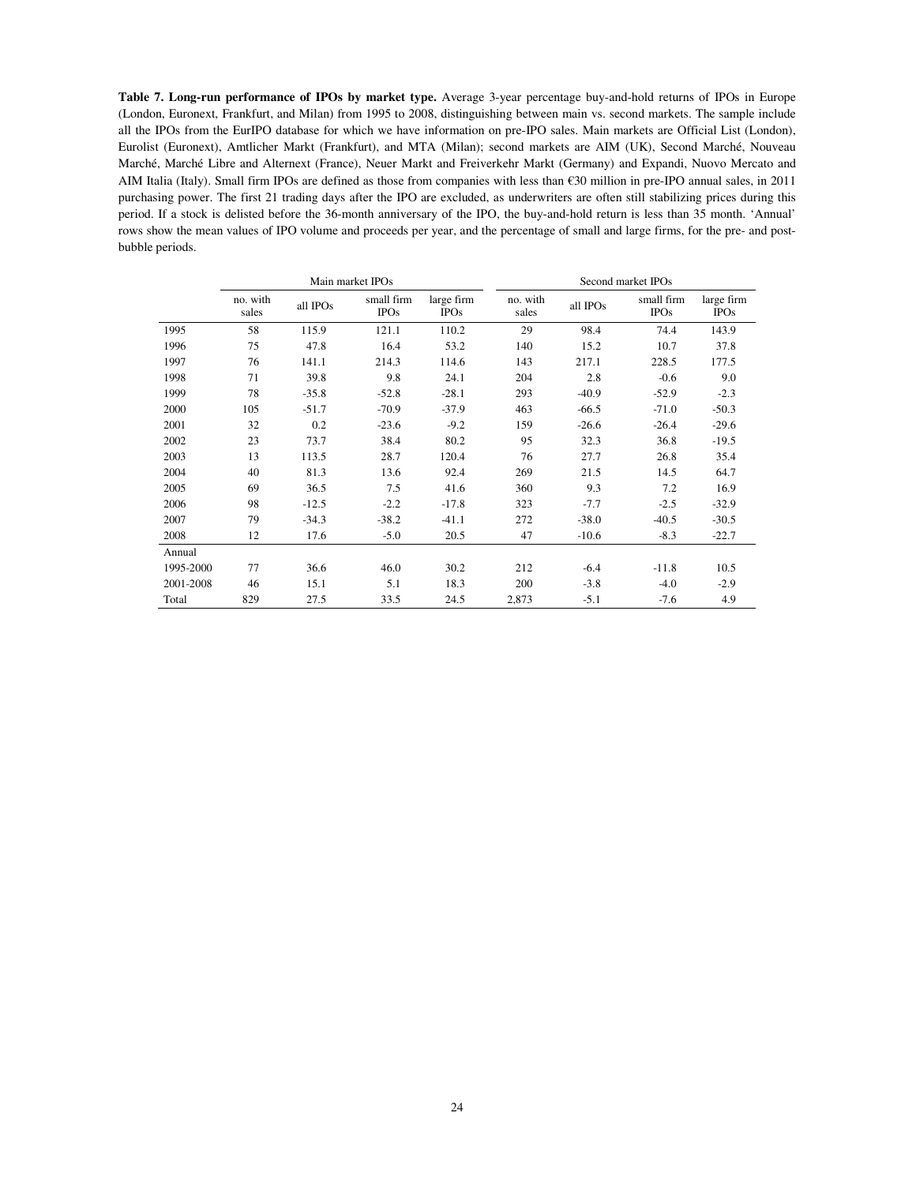**Table 7. Long-run performance of IPOs by market type.** Average 3-year percentage buy-and-hold returns of IPOs in Europe (London, Euronext, Frankfurt, and Milan) from 1995 to 2008, distinguishing between main vs. second markets. The sample include all the IPOs from the EurIPO database for which we have information on pre-IPO sales. Main markets are Official List (London), Eurolist (Euronext), Amtlicher Markt (Frankfurt), and MTA (Milan); second markets are AIM (UK), Second Marché, Nouveau Marché, Marché Libre and Alternext (France), Neuer Markt and Freiverkehr Markt (Germany) and Expandi, Nuovo Mercato and AIM Italia (Italy). Small firm IPOs are defined as those from companies with less than €30 million in pre-IPO annual sales, in 2011 purchasing power. The first 21 trading days after the IPO are excluded, as underwriters are often still stabilizing prices during this period. If a stock is delisted before the 36-month anniversary of the IPO, the buy-and-hold return is less than 35 month. 'Annual' rows show the mean values of IPO volume and proceeds per year, and the percentage of small and large firms, for the pre- and post-bubble periods.

| | Main market IPOs | | | | Second market IPOs | | | |
|---|---|---|---|---|---|---|---|---|
| | no. with sales | all IPOs | small firm IPOs | large firm IPOs | no. with sales | all IPOs | small firm IPOs | large firm IPOs |
| 1995 | 58 | 115.9 | 121.1 | 110.2 | 29 | 98.4 | 74.4 | 143.9 |
| 1996 | 75 | 47.8 | 16.4 | 53.2 | 140 | 15.2 | 10.7 | 37.8 |
| 1997 | 76 | 141.1 | 214.3 | 114.6 | 143 | 217.1 | 228.5 | 177.5 |
| 1998 | 71 | 39.8 | 9.8 | 24.1 | 204 | 2.8 | -0.6 | 9.0 |
| 1999 | 78 | -35.8 | -52.8 | -28.1 | 293 | -40.9 | -52.9 | -2.3 |
| 2000 | 105 | -51.7 | -70.9 | -37.9 | 463 | -66.5 | -71.0 | -50.3 |
| 2001 | 32 | 0.2 | -23.6 | -9.2 | 159 | -26.6 | -26.4 | -29.6 |
| 2002 | 23 | 73.7 | 38.4 | 80.2 | 95 | 32.3 | 36.8 | -19.5 |
| 2003 | 13 | 113.5 | 28.7 | 120.4 | 76 | 27.7 | 26.8 | 35.4 |
| 2004 | 40 | 81.3 | 13.6 | 92.4 | 269 | 21.5 | 14.5 | 64.7 |
| 2005 | 69 | 36.5 | 7.5 | 41.6 | 360 | 9.3 | 7.2 | 16.9 |
| 2006 | 98 | -12.5 | -2.2 | -17.8 | 323 | -7.7 | -2.5 | -32.9 |
| 2007 | 79 | -34.3 | -38.2 | -41.1 | 272 | -38.0 | -40.5 | -30.5 |
| 2008 | 12 | 17.6 | -5.0 | 20.5 | 47 | -10.6 | -8.3 | -22.7 |
| Annual | | | | | | | | |
| 1995-2000 | 77 | 36.6 | 46.0 | 30.2 | 212 | -6.4 | -11.8 | 10.5 |
| 2001-2008 | 46 | 15.1 | 5.1 | 18.3 | 200 | -3.8 | -4.0 | -2.9 |
| Total | 829 | 27.5 | 33.5 | 24.5 | 2,873 | -5.1 | -7.6 | 4.9 |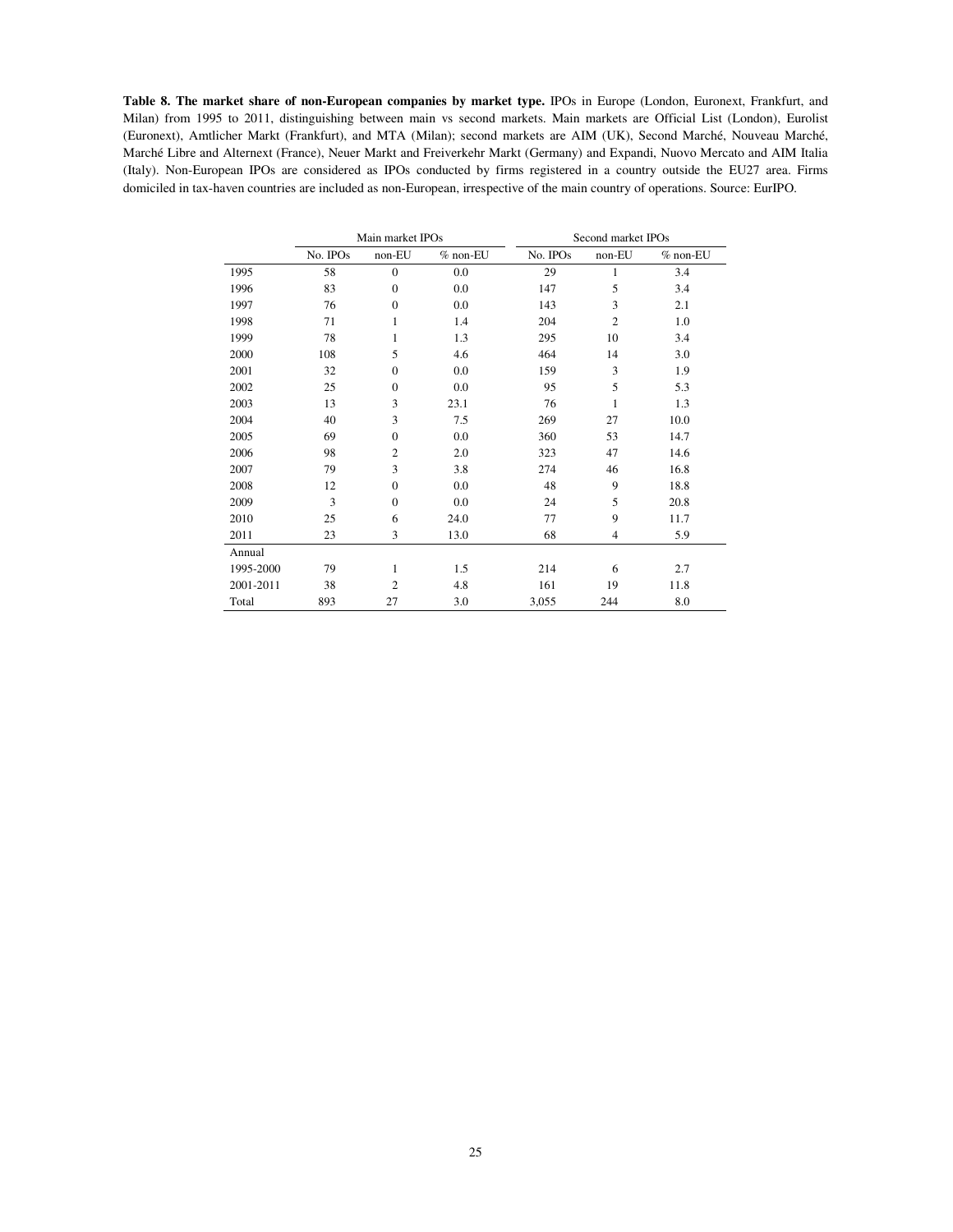**Table 8. The market share of non-European companies by market type.** IPOs in Europe (London, Euronext, Frankfurt, and Milan) from 1995 to 2011, distinguishing between main vs second markets. Main markets are Official List (London), Eurolist (Euronext), Amtlicher Markt (Frankfurt), and MTA (Milan); second markets are AIM (UK), Second Marché, Nouveau Marché, Marché Libre and Alternext (France), Neuer Markt and Freiverkehr Markt (Germany) and Expandi, Nuovo Mercato and AIM Italia (Italy). Non-European IPOs are considered as IPOs conducted by firms registered in a country outside the EU27 area. Firms domiciled in tax-haven countries are included as non-European, irrespective of the main country of operations. Source: EurIPO.

| | Main market IPOs | | | Second market IPOs | | |
|---|---|---|---|---|---|---|
| | No. IPOs | non-EU | % non-EU | No. IPOs | non-EU | % non-EU |
| 1995 | 58 | 0 | 0.0 | 29 | 1 | 3.4 |
| 1996 | 83 | 0 | 0.0 | 147 | 5 | 3.4 |
| 1997 | 76 | 0 | 0.0 | 143 | 3 | 2.1 |
| 1998 | 71 | 1 | 1.4 | 204 | 2 | 1.0 |
| 1999 | 78 | 1 | 1.3 | 295 | 10 | 3.4 |
| 2000 | 108 | 5 | 4.6 | 464 | 14 | 3.0 |
| 2001 | 32 | 0 | 0.0 | 159 | 3 | 1.9 |
| 2002 | 25 | 0 | 0.0 | 95 | 5 | 5.3 |
| 2003 | 13 | 3 | 23.1 | 76 | 1 | 1.3 |
| 2004 | 40 | 3 | 7.5 | 269 | 27 | 10.0 |
| 2005 | 69 | 0 | 0.0 | 360 | 53 | 14.7 |
| 2006 | 98 | 2 | 2.0 | 323 | 47 | 14.6 |
| 2007 | 79 | 3 | 3.8 | 274 | 46 | 16.8 |
| 2008 | 12 | 0 | 0.0 | 48 | 9 | 18.8 |
| 2009 | 3 | 0 | 0.0 | 24 | 5 | 20.8 |
| 2010 | 25 | 6 | 24.0 | 77 | 9 | 11.7 |
| 2011 | 23 | 3 | 13.0 | 68 | 4 | 5.9 |
| Annual | | | | | | |
| 1995-2000 | 79 | 1 | 1.5 | 214 | 6 | 2.7 |
| 2001-2011 | 38 | 2 | 4.8 | 161 | 19 | 11.8 |
| Total | 893 | 27 | 3.0 | 3,055 | 244 | 8.0 |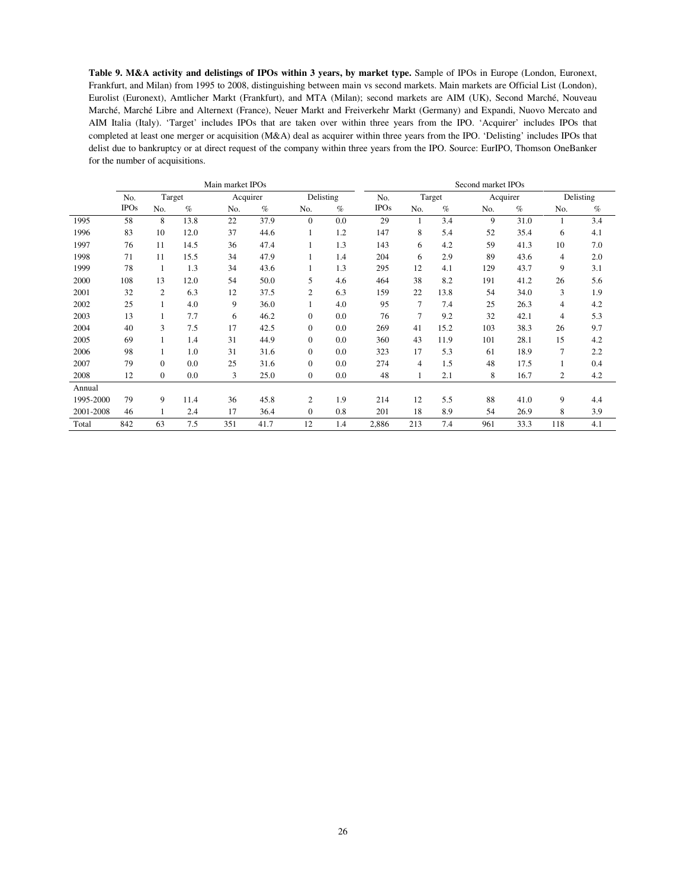**Table 9. M&A activity and delistings of IPOs within 3 years, by market type.** Sample of IPOs in Europe (London, Euronext, Frankfurt, and Milan) from 1995 to 2008, distinguishing between main vs second markets. Main markets are Official List (London), Eurolist (Euronext), Amtlicher Markt (Frankfurt), and MTA (Milan); second markets are AIM (UK), Second Marché, Nouveau Marché, Marché Libre and Alternext (France), Neuer Markt and Freiverkehr Markt (Germany) and Expandi, Nuovo Mercato and AIM Italia (Italy). 'Target' includes IPOs that are taken over within three years from the IPO. 'Acquirer' includes IPOs that completed at least one merger or acquisition (M&A) deal as acquirer within three years from the IPO. 'Delisting' includes IPOs that delist due to bankruptcy or at direct request of the company within three years from the IPO. Source: EurIPO, Thomson OneBanker for the number of acquisitions.

| | Main market IPOs | | | | | | | Second market IPOs | | | | | | |
|---|---|---|---|---|---|---|---|---|---|---|---|---|---|---|
| | No. IPOs | Target | | Acquirer | | Delisting | | No. IPOs | Target | | Acquirer | | Delisting | |
| | | No. | % | No. | % | No. | % | | No. | % | No. | % | No. | % |
| 1995 | 58 | 8 | 13.8 | 22 | 37.9 | 0 | 0.0 | 29 | 1 | 3.4 | 9 | 31.0 | 1 | 3.4 |
| 1996 | 83 | 10 | 12.0 | 37 | 44.6 | 1 | 1.2 | 147 | 8 | 5.4 | 52 | 35.4 | 6 | 4.1 |
| 1997 | 76 | 11 | 14.5 | 36 | 47.4 | 1 | 1.3 | 143 | 6 | 4.2 | 59 | 41.3 | 10 | 7.0 |
| 1998 | 71 | 11 | 15.5 | 34 | 47.9 | 1 | 1.4 | 204 | 6 | 2.9 | 89 | 43.6 | 4 | 2.0 |
| 1999 | 78 | 1 | 1.3 | 34 | 43.6 | 1 | 1.3 | 295 | 12 | 4.1 | 129 | 43.7 | 9 | 3.1 |
| 2000 | 108 | 13 | 12.0 | 54 | 50.0 | 5 | 4.6 | 464 | 38 | 8.2 | 191 | 41.2 | 26 | 5.6 |
| 2001 | 32 | 2 | 6.3 | 12 | 37.5 | 2 | 6.3 | 159 | 22 | 13.8 | 54 | 34.0 | 3 | 1.9 |
| 2002 | 25 | 1 | 4.0 | 9 | 36.0 | 1 | 4.0 | 95 | 7 | 7.4 | 25 | 26.3 | 4 | 4.2 |
| 2003 | 13 | 1 | 7.7 | 6 | 46.2 | 0 | 0.0 | 76 | 7 | 9.2 | 32 | 42.1 | 4 | 5.3 |
| 2004 | 40 | 3 | 7.5 | 17 | 42.5 | 0 | 0.0 | 269 | 41 | 15.2 | 103 | 38.3 | 26 | 9.7 |
| 2005 | 69 | 1 | 1.4 | 31 | 44.9 | 0 | 0.0 | 360 | 43 | 11.9 | 101 | 28.1 | 15 | 4.2 |
| 2006 | 98 | 1 | 1.0 | 31 | 31.6 | 0 | 0.0 | 323 | 17 | 5.3 | 61 | 18.9 | 7 | 2.2 |
| 2007 | 79 | 0 | 0.0 | 25 | 31.6 | 0 | 0.0 | 274 | 4 | 1.5 | 48 | 17.5 | 1 | 0.4 |
| 2008 | 12 | 0 | 0.0 | 3 | 25.0 | 0 | 0.0 | 48 | 1 | 2.1 | 8 | 16.7 | 2 | 4.2 |
| Annual | | | | | | | | | | | | | | |
| 1995-2000 | 79 | 9 | 11.4 | 36 | 45.8 | 2 | 1.9 | 214 | 12 | 5.5 | 88 | 41.0 | 9 | 4.4 |
| 2001-2008 | 46 | 1 | 2.4 | 17 | 36.4 | 0 | 0.8 | 201 | 18 | 8.9 | 54 | 26.9 | 8 | 3.9 |
| Total | 842 | 63 | 7.5 | 351 | 41.7 | 12 | 1.4 | 2,886 | 213 | 7.4 | 961 | 33.3 | 118 | 4.1 |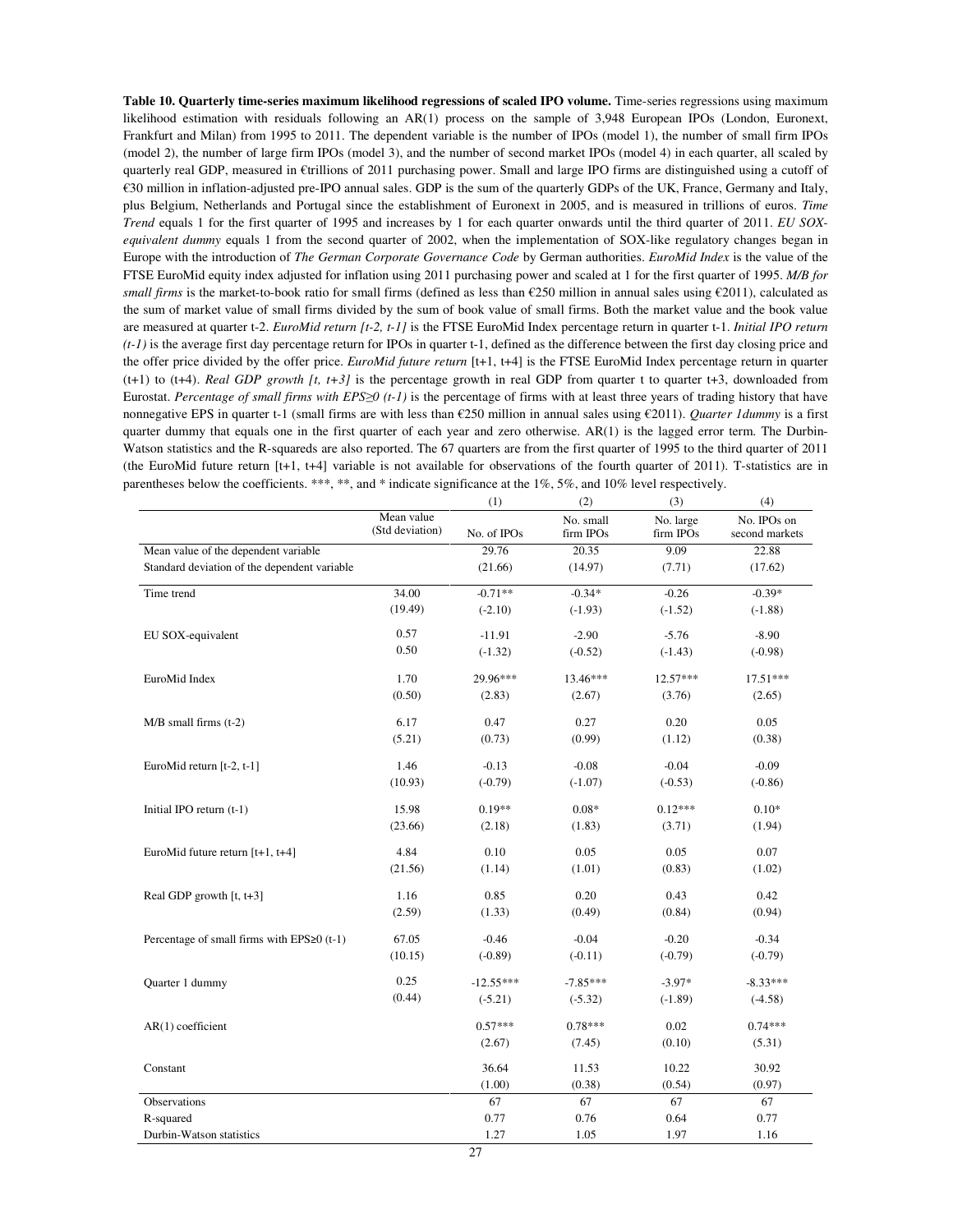**Table 10. Quarterly time-series maximum likelihood regressions of scaled IPO volume.** Time-series regressions using maximum likelihood estimation with residuals following an AR(1) process on the sample of 3,948 European IPOs (London, Euronext, Frankfurt and Milan) from 1995 to 2011. The dependent variable is the number of IPOs (model 1), the number of small firm IPOs (model 2), the number of large firm IPOs (model 3), and the number of second market IPOs (model 4) in each quarter, all scaled by quarterly real GDP, measured in €trillions of 2011 purchasing power. Small and large IPO firms are distinguished using a cutoff of €30 million in inflation-adjusted pre-IPO annual sales. GDP is the sum of the quarterly GDPs of the UK, France, Germany and Italy, plus Belgium, Netherlands and Portugal since the establishment of Euronext in 2005, and is measured in trillions of euros. *Time Trend* equals 1 for the first quarter of 1995 and increases by 1 for each quarter onwards until the third quarter of 2011. *EU SOX-equivalent dummy* equals 1 from the second quarter of 2002, when the implementation of SOX-like regulatory changes began in Europe with the introduction of *The German Corporate Governance Code* by German authorities. *EuroMid Index* is the value of the FTSE EuroMid equity index adjusted for inflation using 2011 purchasing power and scaled at 1 for the first quarter of 1995. *M/B for small firms* is the market-to-book ratio for small firms (defined as less than €250 million in annual sales using €2011), calculated as the sum of market value of small firms divided by the sum of book value of small firms. Both the market value and the book value are measured at quarter t-2. *EuroMid return [t-2, t-1]* is the FTSE EuroMid Index percentage return in quarter t-1. *Initial IPO return (t-1)* is the average first day percentage return for IPOs in quarter t-1, defined as the difference between the first day closing price and the offer price divided by the offer price. *EuroMid future return* [t+1, t+4] is the FTSE EuroMid Index percentage return in quarter (t+1) to (t+4). *Real GDP growth [t, t+3]* is the percentage growth in real GDP from quarter t to quarter t+3, downloaded from Eurostat. *Percentage of small firms with EPS≥0 (t-1)* is the percentage of firms with at least three years of trading history that have nonnegative EPS in quarter t-1 (small firms are with less than €250 million in annual sales using €2011). *Quarter 1dummy* is a first quarter dummy that equals one in the first quarter of each year and zero otherwise. AR(1) is the lagged error term. The Durbin-Watson statistics and the R-squareds are also reported. The 67 quarters are from the first quarter of 1995 to the third quarter of 2011 (the EuroMid future return [t+1, t+4] variable is not available for observations of the fourth quarter of 2011). T-statistics are in parentheses below the coefficients. ***, **, and * indicate significance at the 1%, 5%, and 10% level respectively.

| | | (1) | (2) | (3) | (4) |
|---|---|---|---|---|---|
| | Mean value (Std deviation) | No. of IPOs | No. small firm IPOs | No. large firm IPOs | No. IPOs on second markets |
| Mean value of the dependent variable | | 29.76 | 20.35 | 9.09 | 22.88 |
| Standard deviation of the dependent variable | | (21.66) | (14.97) | (7.71) | (17.62) |
| Time trend | 34.00 | -0.71** | -0.34* | -0.26 | -0.39* |
| | (19.49) | (-2.10) | (-1.93) | (-1.52) | (-1.88) |
| EU SOX-equivalent | 0.57 | -11.91 | -2.90 | -5.76 | -8.90 |
| | 0.50 | (-1.32) | (-0.52) | (-1.43) | (-0.98) |
| EuroMid Index | 1.70 | 29.96*** | 13.46*** | 12.57*** | 17.51*** |
| | (0.50) | (2.83) | (2.67) | (3.76) | (2.65) |
| M/B small firms (t-2) | 6.17 | 0.47 | 0.27 | 0.20 | 0.05 |
| | (5.21) | (0.73) | (0.99) | (1.12) | (0.38) |
| EuroMid return [t-2, t-1] | 1.46 | -0.13 | -0.08 | -0.04 | -0.09 |
| | (10.93) | (-0.79) | (-1.07) | (-0.53) | (-0.86) |
| Initial IPO return (t-1) | 15.98 | 0.19** | 0.08* | 0.12*** | 0.10* |
| | (23.66) | (2.18) | (1.83) | (3.71) | (1.94) |
| EuroMid future return [t+1, t+4] | 4.84 | 0.10 | 0.05 | 0.05 | 0.07 |
| | (21.56) | (1.14) | (1.01) | (0.83) | (1.02) |
| Real GDP growth [t, t+3] | 1.16 | 0.85 | 0.20 | 0.43 | 0.42 |
| | (2.59) | (1.33) | (0.49) | (0.84) | (0.94) |
| Percentage of small firms with EPS≥0 (t-1) | 67.05 | -0.46 | -0.04 | -0.20 | -0.34 |
| | (10.15) | (-0.89) | (-0.11) | (-0.79) | (-0.79) |
| Quarter 1 dummy | 0.25 | -12.55*** | -7.85*** | -3.97* | -8.33*** |
| | (0.44) | (-5.21) | (-5.32) | (-1.89) | (-4.58) |
| AR(1) coefficient | | 0.57*** | 0.78*** | 0.02 | 0.74*** |
| | | (2.67) | (7.45) | (0.10) | (5.31) |
| Constant | | 36.64 | 11.53 | 10.22 | 30.92 |
| | | (1.00) | (0.38) | (0.54) | (0.97) |
| Observations | | 67 | 67 | 67 | 67 |
| R-squared | | 0.77 | 0.76 | 0.64 | 0.77 |
| Durbin-Watson statistics | | 1.27 | 1.05 | 1.97 | 1.16 |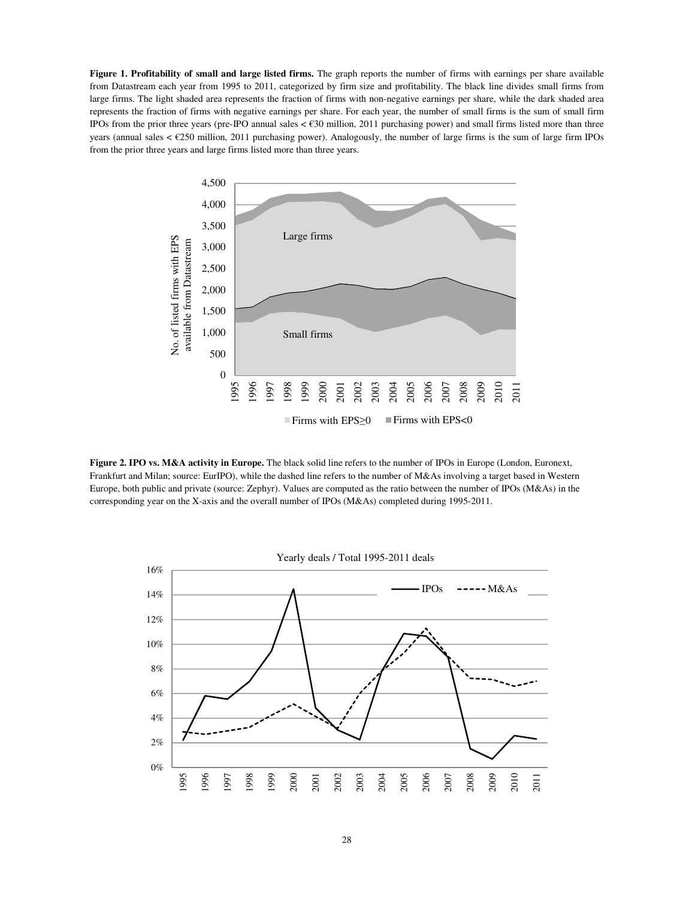**Figure 1. Profitability of small and large listed firms.** The graph reports the number of firms with earnings per share available from Datastream each year from 1995 to 2011, categorized by firm size and profitability. The black line divides small firms from large firms. The light shaded area represents the fraction of firms with non-negative earnings per share, while the dark shaded area represents the fraction of firms with negative earnings per share. For each year, the number of small firms is the sum of small firm IPOs from the prior three years (pre-IPO annual sales < €30 million, 2011 purchasing power) and small firms listed more than three years (annual sales < €250 million, 2011 purchasing power). Analogously, the number of large firms is the sum of large firm IPOs from the prior three years and large firms listed more than three years.

**Figure 2. IPO vs. M&A activity in Europe.** The black solid line refers to the number of IPOs in Europe (London, Euronext, Frankfurt and Milan; source: EurIPO), while the dashed line refers to the number of M&As involving a target based in Western Europe, both public and private (source: Zephyr). Values are computed as the ratio between the number of IPOs (M&As) in the corresponding year on the X-axis and the overall number of IPOs (M&As) completed during 1995-2011.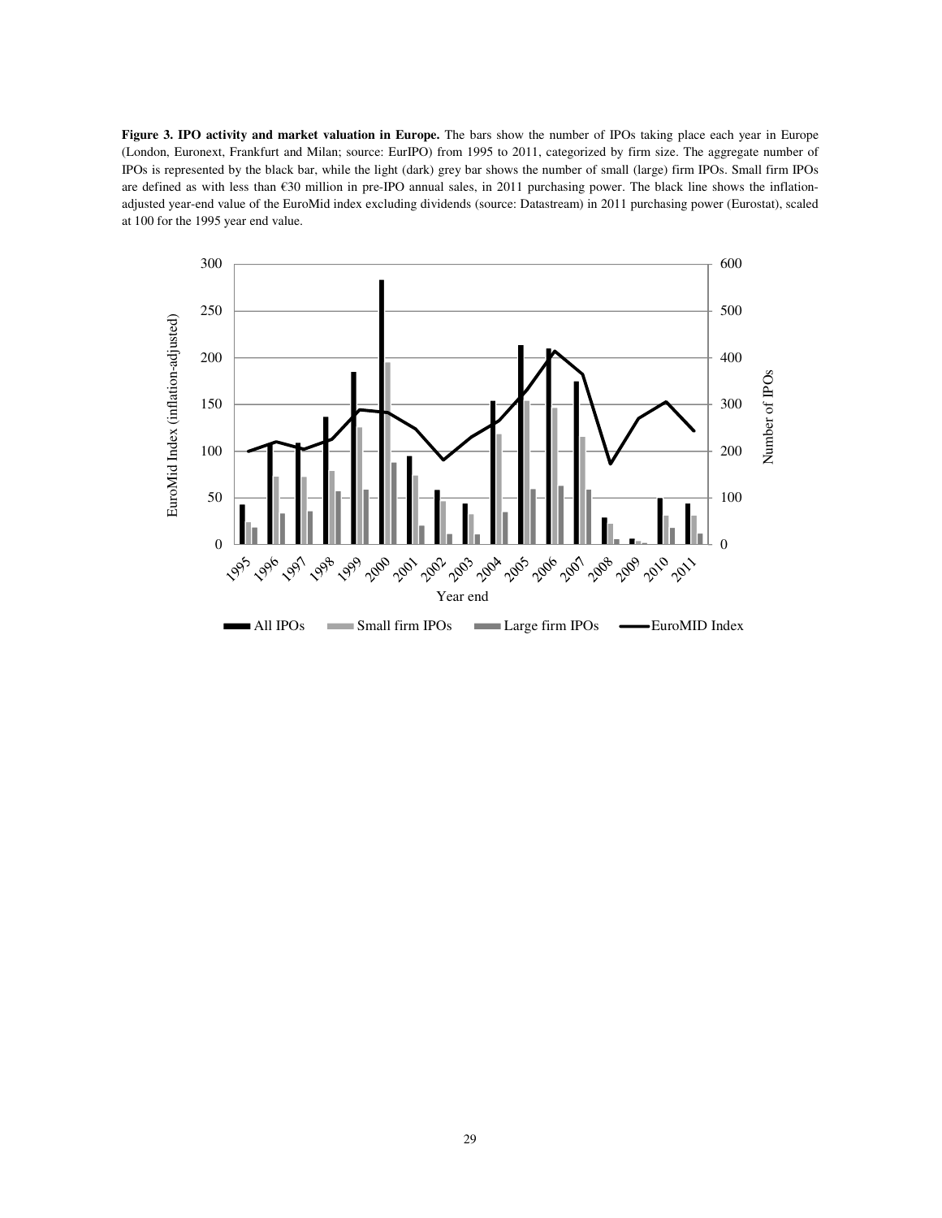**Figure 3. IPO activity and market valuation in Europe.** The bars show the number of IPOs taking place each year in Europe (London, Euronext, Frankfurt and Milan; source: EurIPO) from 1995 to 2011, categorized by firm size. The aggregate number of IPOs is represented by the black bar, while the light (dark) grey bar shows the number of small (large) firm IPOs. Small firm IPOs are defined as with less than €30 million in pre-IPO annual sales, in 2011 purchasing power. The black line shows the inflation-adjusted year-end value of the EuroMid index excluding dividends (source: Datastream) in 2011 purchasing power (Eurostat), scaled at 100 for the 1995 year end value.